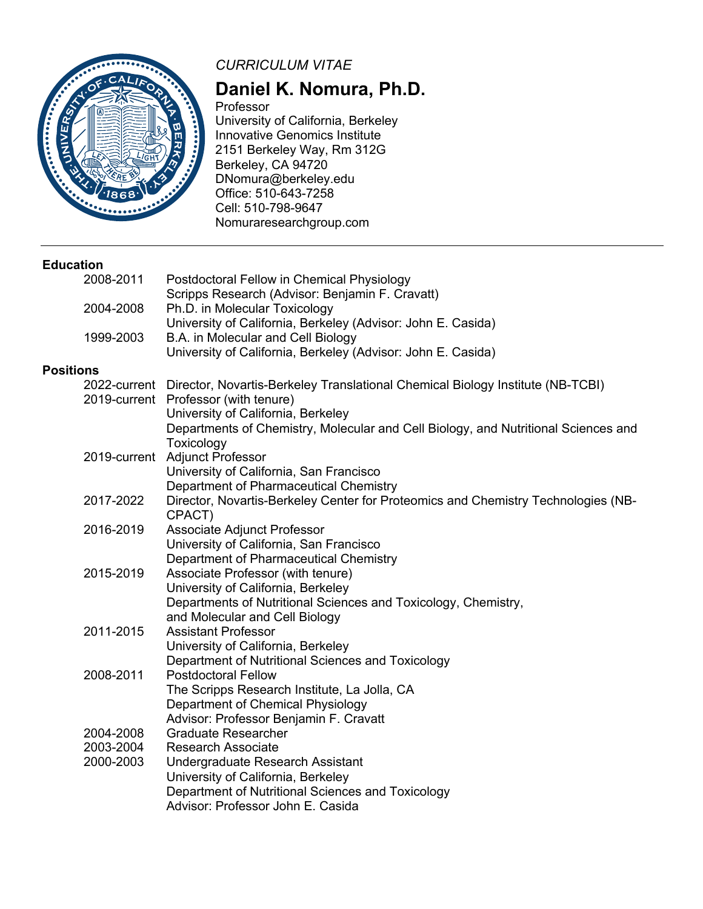*CURRICULUM VITAE*

# Daniel K. Nomura, Ph.D.

Professor
University of California, Berkeley
Innovative Genomics Institute
2151 Berkeley Way, Rm 312G
Berkeley, CA 94720
DNomura@berkeley.edu
Office: 510-643-7258
Cell: 510-798-9647
Nomuraresearchgroup.com

---

## Education

| | |
|---|---|
| 2008-2011 | Postdoctoral Fellow in Chemical Physiology<br>Scripps Research (Advisor: Benjamin F. Cravatt) |
| 2004-2008 | Ph.D. in Molecular Toxicology<br>University of California, Berkeley (Advisor: John E. Casida) |
| 1999-2003 | B.A. in Molecular and Cell Biology<br>University of California, Berkeley (Advisor: John E. Casida) |

## Positions

| | |
|---|---|
| 2022-current | Director, Novartis-Berkeley Translational Chemical Biology Institute (NB-TCBI) |
| 2019-current | Professor (with tenure)<br>University of California, Berkeley<br>Departments of Chemistry, Molecular and Cell Biology, and Nutritional Sciences and Toxicology |
| 2019-current | Adjunct Professor<br>University of California, San Francisco<br>Department of Pharmaceutical Chemistry |
| 2017-2022 | Director, Novartis-Berkeley Center for Proteomics and Chemistry Technologies (NB-CPACT) |
| 2016-2019 | Associate Adjunct Professor<br>University of California, San Francisco<br>Department of Pharmaceutical Chemistry |
| 2015-2019 | Associate Professor (with tenure)<br>University of California, Berkeley<br>Departments of Nutritional Sciences and Toxicology, Chemistry, and Molecular and Cell Biology |
| 2011-2015 | Assistant Professor<br>University of California, Berkeley<br>Department of Nutritional Sciences and Toxicology |
| 2008-2011 | Postdoctoral Fellow<br>The Scripps Research Institute, La Jolla, CA<br>Department of Chemical Physiology<br>Advisor: Professor Benjamin F. Cravatt |
| 2004-2008 | Graduate Researcher |
| 2003-2004 | Research Associate |
| 2000-2003 | Undergraduate Research Assistant<br>University of California, Berkeley<br>Department of Nutritional Sciences and Toxicology<br>Advisor: Professor John E. Casida |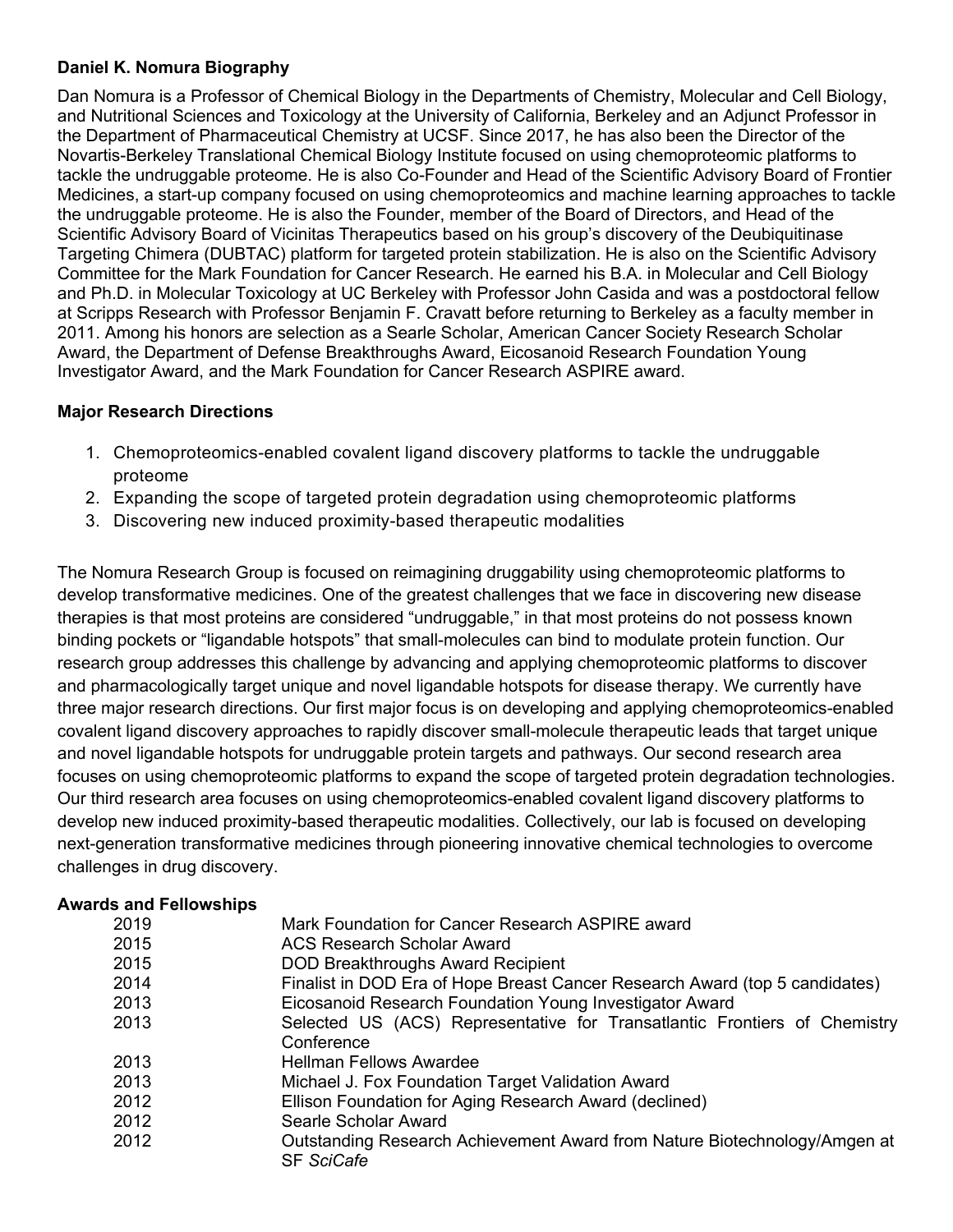**Daniel K. Nomura Biography**

Dan Nomura is a Professor of Chemical Biology in the Departments of Chemistry, Molecular and Cell Biology, and Nutritional Sciences and Toxicology at the University of California, Berkeley and an Adjunct Professor in the Department of Pharmaceutical Chemistry at UCSF. Since 2017, he has also been the Director of the Novartis-Berkeley Translational Chemical Biology Institute focused on using chemoproteomic platforms to tackle the undruggable proteome. He is also Co-Founder and Head of the Scientific Advisory Board of Frontier Medicines, a start-up company focused on using chemoproteomics and machine learning approaches to tackle the undruggable proteome. He is also the Founder, member of the Board of Directors, and Head of the Scientific Advisory Board of Vicinitas Therapeutics based on his group's discovery of the Deubiquitinase Targeting Chimera (DUBTAC) platform for targeted protein stabilization. He is also on the Scientific Advisory Committee for the Mark Foundation for Cancer Research. He earned his B.A. in Molecular and Cell Biology and Ph.D. in Molecular Toxicology at UC Berkeley with Professor John Casida and was a postdoctoral fellow at Scripps Research with Professor Benjamin F. Cravatt before returning to Berkeley as a faculty member in 2011. Among his honors are selection as a Searle Scholar, American Cancer Society Research Scholar Award, the Department of Defense Breakthroughs Award, Eicosanoid Research Foundation Young Investigator Award, and the Mark Foundation for Cancer Research ASPIRE award.

**Major Research Directions**

1. Chemoproteomics-enabled covalent ligand discovery platforms to tackle the undruggable proteome
2. Expanding the scope of targeted protein degradation using chemoproteomic platforms
3. Discovering new induced proximity-based therapeutic modalities

The Nomura Research Group is focused on reimagining druggability using chemoproteomic platforms to develop transformative medicines. One of the greatest challenges that we face in discovering new disease therapies is that most proteins are considered "undruggable," in that most proteins do not possess known binding pockets or "ligandable hotspots" that small-molecules can bind to modulate protein function. Our research group addresses this challenge by advancing and applying chemoproteomic platforms to discover and pharmacologically target unique and novel ligandable hotspots for disease therapy. We currently have three major research directions. Our first major focus is on developing and applying chemoproteomics-enabled covalent ligand discovery approaches to rapidly discover small-molecule therapeutic leads that target unique and novel ligandable hotspots for undruggable protein targets and pathways. Our second research area focuses on using chemoproteomic platforms to expand the scope of targeted protein degradation technologies. Our third research area focuses on using chemoproteomics-enabled covalent ligand discovery platforms to develop new induced proximity-based therapeutic modalities. Collectively, our lab is focused on developing next-generation transformative medicines through pioneering innovative chemical technologies to overcome challenges in drug discovery.

**Awards and Fellowships**

| | |
|---|---|
| 2019 | Mark Foundation for Cancer Research ASPIRE award |
| 2015 | ACS Research Scholar Award |
| 2015 | DOD Breakthroughs Award Recipient |
| 2014 | Finalist in DOD Era of Hope Breast Cancer Research Award (top 5 candidates) |
| 2013 | Eicosanoid Research Foundation Young Investigator Award |
| 2013 | Selected US (ACS) Representative for Transatlantic Frontiers of Chemistry Conference |
| 2013 | Hellman Fellows Awardee |
| 2013 | Michael J. Fox Foundation Target Validation Award |
| 2012 | Ellison Foundation for Aging Research Award (declined) |
| 2012 | Searle Scholar Award |
| 2012 | Outstanding Research Achievement Award from Nature Biotechnology/Amgen at SF *SciCafe* |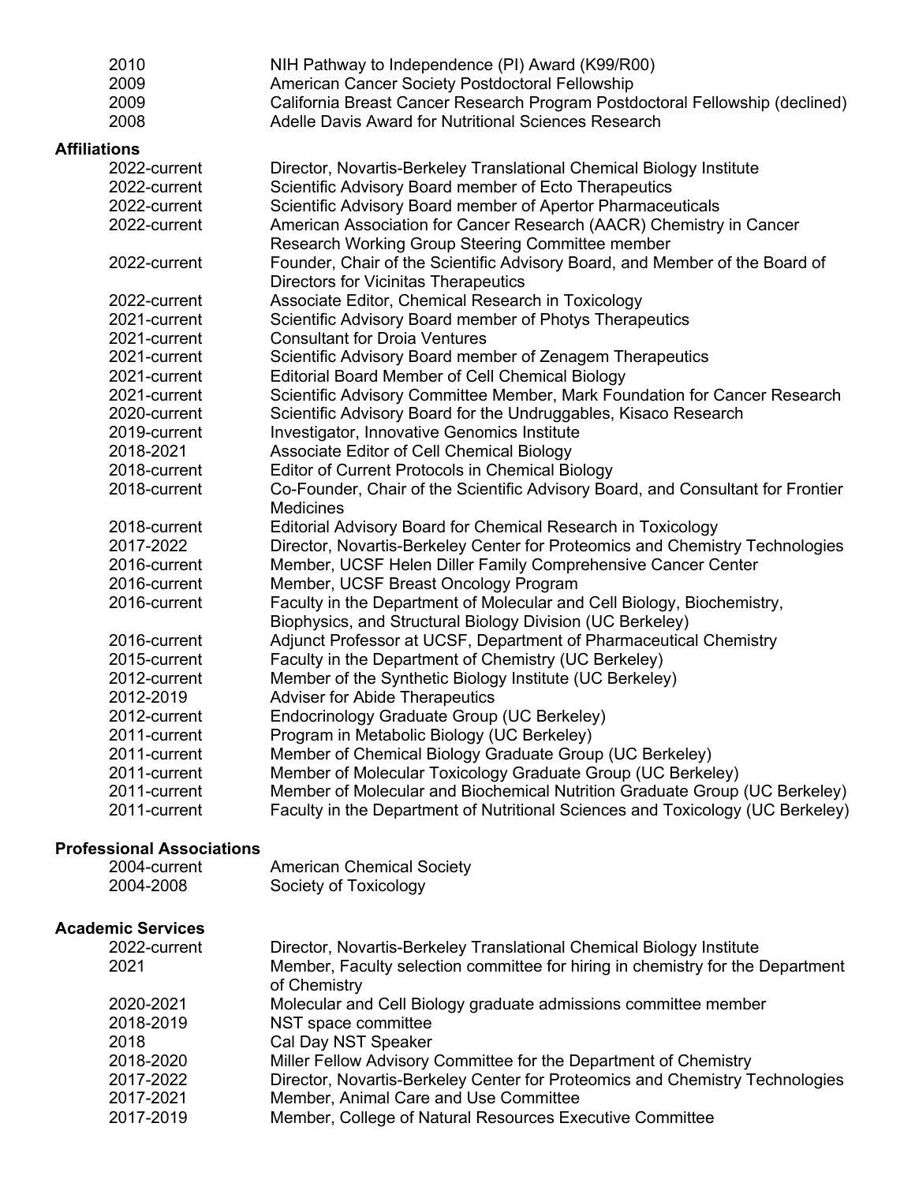| | |
|---|---|
| 2010 | NIH Pathway to Independence (PI) Award (K99/R00) |
| 2009 | American Cancer Society Postdoctoral Fellowship |
| 2009 | California Breast Cancer Research Program Postdoctoral Fellowship (declined) |
| 2008 | Adelle Davis Award for Nutritional Sciences Research |

**Affiliations**

| | |
|---|---|
| 2022-current | Director, Novartis-Berkeley Translational Chemical Biology Institute |
| 2022-current | Scientific Advisory Board member of Ecto Therapeutics |
| 2022-current | Scientific Advisory Board member of Apertor Pharmaceuticals |
| 2022-current | American Association for Cancer Research (AACR) Chemistry in Cancer Research Working Group Steering Committee member |
| 2022-current | Founder, Chair of the Scientific Advisory Board, and Member of the Board of Directors for Vicinitas Therapeutics |
| 2022-current | Associate Editor, Chemical Research in Toxicology |
| 2021-current | Scientific Advisory Board member of Photys Therapeutics |
| 2021-current | Consultant for Droia Ventures |
| 2021-current | Scientific Advisory Board member of Zenagem Therapeutics |
| 2021-current | Editorial Board Member of Cell Chemical Biology |
| 2021-current | Scientific Advisory Committee Member, Mark Foundation for Cancer Research |
| 2020-current | Scientific Advisory Board for the Undruggables, Kisaco Research |
| 2019-current | Investigator, Innovative Genomics Institute |
| 2018-2021 | Associate Editor of Cell Chemical Biology |
| 2018-current | Editor of Current Protocols in Chemical Biology |
| 2018-current | Co-Founder, Chair of the Scientific Advisory Board, and Consultant for Frontier Medicines |
| 2018-current | Editorial Advisory Board for Chemical Research in Toxicology |
| 2017-2022 | Director, Novartis-Berkeley Center for Proteomics and Chemistry Technologies |
| 2016-current | Member, UCSF Helen Diller Family Comprehensive Cancer Center |
| 2016-current | Member, UCSF Breast Oncology Program |
| 2016-current | Faculty in the Department of Molecular and Cell Biology, Biochemistry, Biophysics, and Structural Biology Division (UC Berkeley) |
| 2016-current | Adjunct Professor at UCSF, Department of Pharmaceutical Chemistry |
| 2015-current | Faculty in the Department of Chemistry (UC Berkeley) |
| 2012-current | Member of the Synthetic Biology Institute (UC Berkeley) |
| 2012-2019 | Adviser for Abide Therapeutics |
| 2012-current | Endocrinology Graduate Group (UC Berkeley) |
| 2011-current | Program in Metabolic Biology (UC Berkeley) |
| 2011-current | Member of Chemical Biology Graduate Group (UC Berkeley) |
| 2011-current | Member of Molecular Toxicology Graduate Group (UC Berkeley) |
| 2011-current | Member of Molecular and Biochemical Nutrition Graduate Group (UC Berkeley) |
| 2011-current | Faculty in the Department of Nutritional Sciences and Toxicology (UC Berkeley) |

**Professional Associations**

| | |
|---|---|
| 2004-current | American Chemical Society |
| 2004-2008 | Society of Toxicology |

**Academic Services**

| | |
|---|---|
| 2022-current | Director, Novartis-Berkeley Translational Chemical Biology Institute |
| 2021 | Member, Faculty selection committee for hiring in chemistry for the Department of Chemistry |
| 2020-2021 | Molecular and Cell Biology graduate admissions committee member |
| 2018-2019 | NST space committee |
| 2018 | Cal Day NST Speaker |
| 2018-2020 | Miller Fellow Advisory Committee for the Department of Chemistry |
| 2017-2022 | Director, Novartis-Berkeley Center for Proteomics and Chemistry Technologies |
| 2017-2021 | Member, Animal Care and Use Committee |
| 2017-2019 | Member, College of Natural Resources Executive Committee |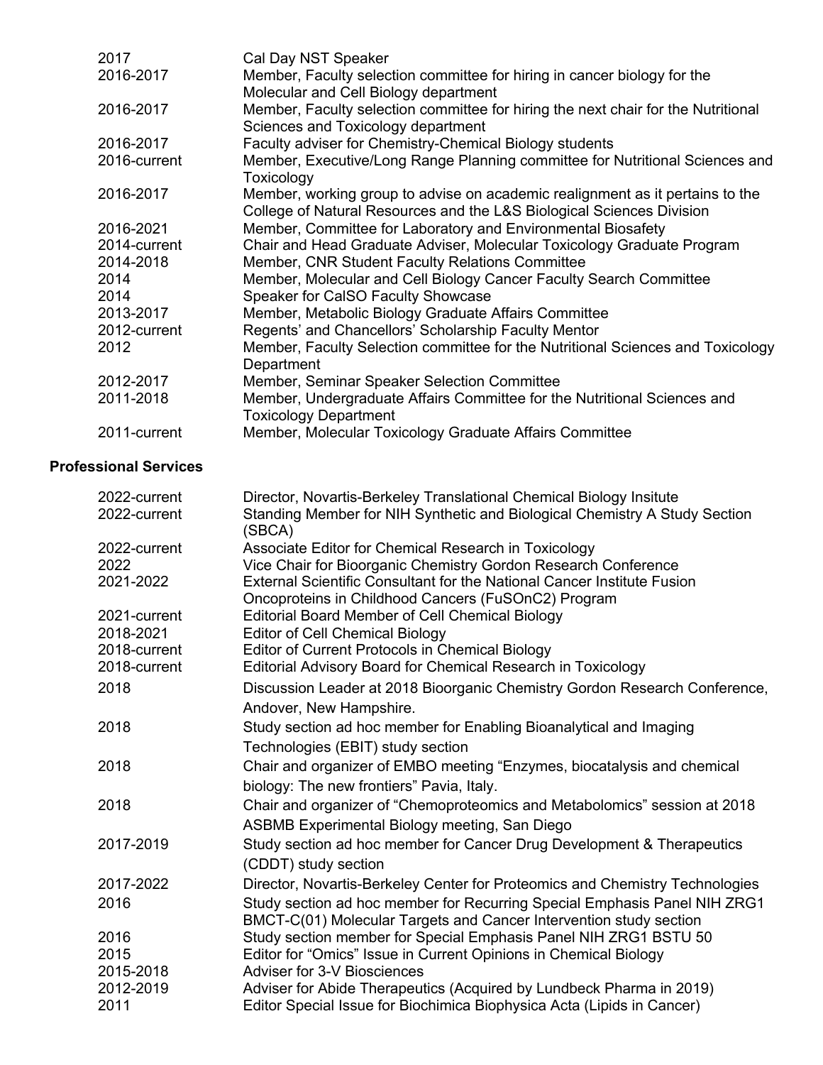| | |
|---|---|
| 2017 | Cal Day NST Speaker |
| 2016-2017 | Member, Faculty selection committee for hiring in cancer biology for the Molecular and Cell Biology department |
| 2016-2017 | Member, Faculty selection committee for hiring the next chair for the Nutritional Sciences and Toxicology department |
| 2016-2017 | Faculty adviser for Chemistry-Chemical Biology students |
| 2016-current | Member, Executive/Long Range Planning committee for Nutritional Sciences and Toxicology |
| 2016-2017 | Member, working group to advise on academic realignment as it pertains to the College of Natural Resources and the L&S Biological Sciences Division |
| 2016-2021 | Member, Committee for Laboratory and Environmental Biosafety |
| 2014-current | Chair and Head Graduate Adviser, Molecular Toxicology Graduate Program |
| 2014-2018 | Member, CNR Student Faculty Relations Committee |
| 2014 | Member, Molecular and Cell Biology Cancer Faculty Search Committee |
| 2014 | Speaker for CalSO Faculty Showcase |
| 2013-2017 | Member, Metabolic Biology Graduate Affairs Committee |
| 2012-current | Regents' and Chancellors' Scholarship Faculty Mentor |
| 2012 | Member, Faculty Selection committee for the Nutritional Sciences and Toxicology Department |
| 2012-2017 | Member, Seminar Speaker Selection Committee |
| 2011-2018 | Member, Undergraduate Affairs Committee for the Nutritional Sciences and Toxicology Department |
| 2011-current | Member, Molecular Toxicology Graduate Affairs Committee |

## Professional Services

| | |
|---|---|
| 2022-current | Director, Novartis-Berkeley Translational Chemical Biology Insitute |
| 2022-current | Standing Member for NIH Synthetic and Biological Chemistry A Study Section (SBCA) |
| 2022-current | Associate Editor for Chemical Research in Toxicology |
| 2022 | Vice Chair for Bioorganic Chemistry Gordon Research Conference |
| 2021-2022 | External Scientific Consultant for the National Cancer Institute Fusion Oncoproteins in Childhood Cancers (FuSOnC2) Program |
| 2021-current | Editorial Board Member of Cell Chemical Biology |
| 2018-2021 | Editor of Cell Chemical Biology |
| 2018-current | Editor of Current Protocols in Chemical Biology |
| 2018-current | Editorial Advisory Board for Chemical Research in Toxicology |
| 2018 | Discussion Leader at 2018 Bioorganic Chemistry Gordon Research Conference, Andover, New Hampshire. |
| 2018 | Study section ad hoc member for Enabling Bioanalytical and Imaging Technologies (EBIT) study section |
| 2018 | Chair and organizer of EMBO meeting "Enzymes, biocatalysis and chemical biology: The new frontiers" Pavia, Italy. |
| 2018 | Chair and organizer of "Chemoproteomics and Metabolomics" session at 2018 ASBMB Experimental Biology meeting, San Diego |
| 2017-2019 | Study section ad hoc member for Cancer Drug Development & Therapeutics (CDDT) study section |
| 2017-2022 | Director, Novartis-Berkeley Center for Proteomics and Chemistry Technologies |
| 2016 | Study section ad hoc member for Recurring Special Emphasis Panel NIH ZRG1 BMCT-C(01) Molecular Targets and Cancer Intervention study section |
| 2016 | Study section member for Special Emphasis Panel NIH ZRG1 BSTU 50 |
| 2015 | Editor for "Omics" Issue in Current Opinions in Chemical Biology |
| 2015-2018 | Adviser for 3-V Biosciences |
| 2012-2019 | Adviser for Abide Therapeutics (Acquired by Lundbeck Pharma in 2019) |
| 2011 | Editor Special Issue for Biochimica Biophysica Acta (Lipids in Cancer) |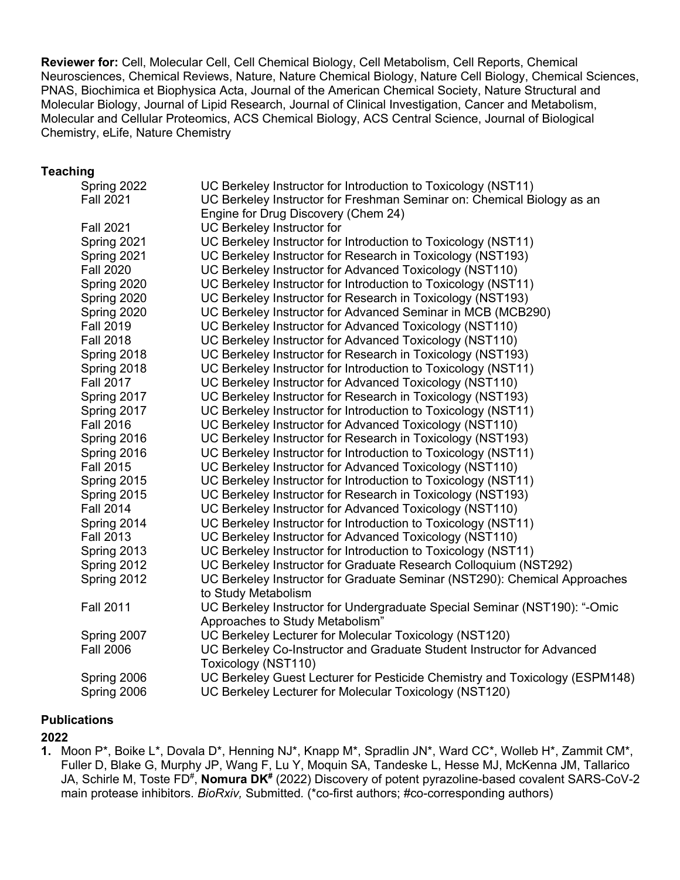**Reviewer for:** Cell, Molecular Cell, Cell Chemical Biology, Cell Metabolism, Cell Reports, Chemical Neurosciences, Chemical Reviews, Nature, Nature Chemical Biology, Nature Cell Biology, Chemical Sciences, PNAS, Biochimica et Biophysica Acta, Journal of the American Chemical Society, Nature Structural and Molecular Biology, Journal of Lipid Research, Journal of Clinical Investigation, Cancer and Metabolism, Molecular and Cellular Proteomics, ACS Chemical Biology, ACS Central Science, Journal of Biological Chemistry, eLife, Nature Chemistry

## Teaching

| | |
|---|---|
| Spring 2022 | UC Berkeley Instructor for Introduction to Toxicology (NST11) |
| Fall 2021 | UC Berkeley Instructor for Freshman Seminar on: Chemical Biology as an Engine for Drug Discovery (Chem 24) |
| Fall 2021 | UC Berkeley Instructor for |
| Spring 2021 | UC Berkeley Instructor for Introduction to Toxicology (NST11) |
| Spring 2021 | UC Berkeley Instructor for Research in Toxicology (NST193) |
| Fall 2020 | UC Berkeley Instructor for Advanced Toxicology (NST110) |
| Spring 2020 | UC Berkeley Instructor for Introduction to Toxicology (NST11) |
| Spring 2020 | UC Berkeley Instructor for Research in Toxicology (NST193) |
| Spring 2020 | UC Berkeley Instructor for Advanced Seminar in MCB (MCB290) |
| Fall 2019 | UC Berkeley Instructor for Advanced Toxicology (NST110) |
| Fall 2018 | UC Berkeley Instructor for Advanced Toxicology (NST110) |
| Spring 2018 | UC Berkeley Instructor for Research in Toxicology (NST193) |
| Spring 2018 | UC Berkeley Instructor for Introduction to Toxicology (NST11) |
| Fall 2017 | UC Berkeley Instructor for Advanced Toxicology (NST110) |
| Spring 2017 | UC Berkeley Instructor for Research in Toxicology (NST193) |
| Spring 2017 | UC Berkeley Instructor for Introduction to Toxicology (NST11) |
| Fall 2016 | UC Berkeley Instructor for Advanced Toxicology (NST110) |
| Spring 2016 | UC Berkeley Instructor for Research in Toxicology (NST193) |
| Spring 2016 | UC Berkeley Instructor for Introduction to Toxicology (NST11) |
| Fall 2015 | UC Berkeley Instructor for Advanced Toxicology (NST110) |
| Spring 2015 | UC Berkeley Instructor for Introduction to Toxicology (NST11) |
| Spring 2015 | UC Berkeley Instructor for Research in Toxicology (NST193) |
| Fall 2014 | UC Berkeley Instructor for Advanced Toxicology (NST110) |
| Spring 2014 | UC Berkeley Instructor for Introduction to Toxicology (NST11) |
| Fall 2013 | UC Berkeley Instructor for Advanced Toxicology (NST110) |
| Spring 2013 | UC Berkeley Instructor for Introduction to Toxicology (NST11) |
| Spring 2012 | UC Berkeley Instructor for Graduate Research Colloquium (NST292) |
| Spring 2012 | UC Berkeley Instructor for Graduate Seminar (NST290): Chemical Approaches to Study Metabolism |
| Fall 2011 | UC Berkeley Instructor for Undergraduate Special Seminar (NST190): "-Omic Approaches to Study Metabolism" |
| Spring 2007 | UC Berkeley Lecturer for Molecular Toxicology (NST120) |
| Fall 2006 | UC Berkeley Co-Instructor and Graduate Student Instructor for Advanced Toxicology (NST110) |
| Spring 2006 | UC Berkeley Guest Lecturer for Pesticide Chemistry and Toxicology (ESPM148) |
| Spring 2006 | UC Berkeley Lecturer for Molecular Toxicology (NST120) |

## Publications

### 2022

1. Moon P*, Boike L*, Dovala D*, Henning NJ*, Knapp M*, Spradlin JN*, Ward CC*, Wolleb H*, Zammit CM*, Fuller D, Blake G, Murphy JP, Wang F, Lu Y, Moquin SA, Tandeske L, Hesse MJ, McKenna JM, Tallarico JA, Schirle M, Toste FD#, **Nomura DK#** (2022) Discovery of potent pyrazoline-based covalent SARS-CoV-2 main protease inhibitors. *BioRxiv,* Submitted. (*co-first authors; #co-corresponding authors)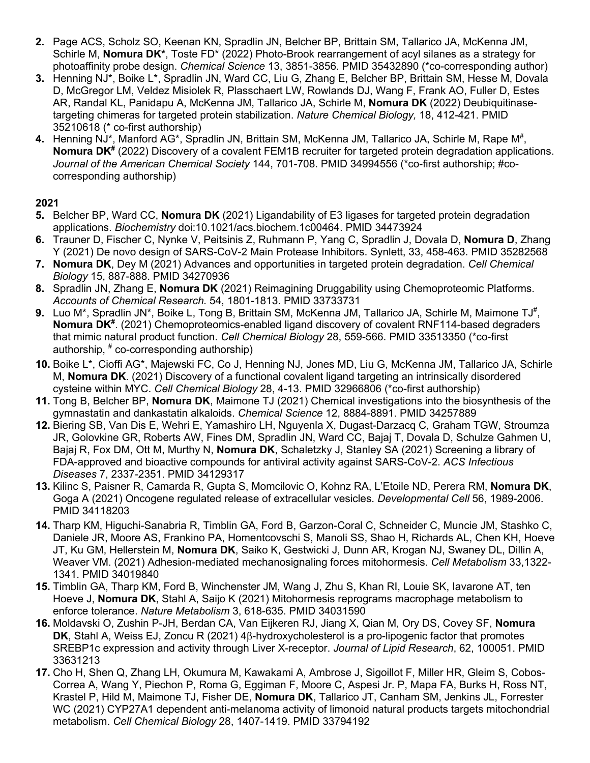2. Page ACS, Scholz SO, Keenan KN, Spradlin JN, Belcher BP, Brittain SM, Tallarico JA, McKenna JM, Schirle M, **Nomura DK***, Toste FD* (2022) Photo-Brook rearrangement of acyl silanes as a strategy for photoaffinity probe design. *Chemical Science* 13, 3851-3856. PMID 35432890 (*co-corresponding author)
3. Henning NJ*, Boike L*, Spradlin JN, Ward CC, Liu G, Zhang E, Belcher BP, Brittain SM, Hesse M, Dovala D, McGregor LM, Veldez Misiolek R, Plasschaert LW, Rowlands DJ, Wang F, Frank AO, Fuller D, Estes AR, Randal KL, Panidapu A, McKenna JM, Tallarico JA, Schirle M, **Nomura DK** (2022) Deubiquitinase-targeting chimeras for targeted protein stabilization. *Nature Chemical Biology,* 18, 412-421. PMID 35210618 (* co-first authorship)
4. Henning NJ*, Manford AG*, Spradlin JN, Brittain SM, McKenna JM, Tallarico JA, Schirle M, Rape M[#], **Nomura DK[#]** (2022) Discovery of a covalent FEM1B recruiter for targeted protein degradation applications. *Journal of the American Chemical Society* 144, 701-708. PMID 34994556 (*co-first authorship; #co-corresponding authorship)

**2021**

5. Belcher BP, Ward CC, **Nomura DK** (2021) Ligandability of E3 ligases for targeted protein degradation applications. *Biochemistry* doi:10.1021/acs.biochem.1c00464. PMID 34473924
6. Trauner D, Fischer C, Nynke V, Peitsinis Z, Ruhmann P, Yang C, Spradlin J, Dovala D, **Nomura D**, Zhang Y (2021) De novo design of SARS-CoV-2 Main Protease Inhibitors. Synlett, 33, 458-463. PMID 35282568
7. **Nomura DK**, Dey M (2021) Advances and opportunities in targeted protein degradation. *Cell Chemical Biology* 15, 887-888. PMID 34270936
8. Spradlin JN, Zhang E, **Nomura DK** (2021) Reimagining Druggability using Chemoproteomic Platforms. *Accounts of Chemical Research.* 54, 1801-1813. PMID 33733731
9. Luo M*, Spradlin JN*, Boike L, Tong B, Brittain SM, McKenna JM, Tallarico JA, Schirle M, Maimone TJ[#], **Nomura DK[#]**. (2021) Chemoproteomics-enabled ligand discovery of covalent RNF114-based degraders that mimic natural product function. *Cell Chemical Biology* 28, 559-566. PMID 33513350 (*co-first authorship, [#] co-corresponding authorship)
10. Boike L*, Cioffi AG*, Majewski FC, Co J, Henning NJ, Jones MD, Liu G, McKenna JM, Tallarico JA, Schirle M, **Nomura DK**. (2021) Discovery of a functional covalent ligand targeting an intrinsically disordered cysteine within MYC. *Cell Chemical Biology* 28, 4-13. PMID 32966806 (*co-first authorship)
11. Tong B, Belcher BP, **Nomura DK**, Maimone TJ (2021) Chemical investigations into the biosynthesis of the gymnastatin and dankastatin alkaloids. *Chemical Science* 12, 8884-8891. PMID 34257889
12. Biering SB, Van Dis E, Wehri E, Yamashiro LH, Nguyenla X, Dugast-Darzacq C, Graham TGW, Stroumza JR, Golovkine GR, Roberts AW, Fines DM, Spradlin JN, Ward CC, Bajaj T, Dovala D, Schulze Gahmen U, Bajaj R, Fox DM, Ott M, Murthy N, **Nomura DK**, Schaletzky J, Stanley SA (2021) Screening a library of FDA-approved and bioactive compounds for antiviral activity against SARS-CoV-2. *ACS Infectious Diseases* 7, 2337-2351. PMID 34129317
13. Kilinc S, Paisner R, Camarda R, Gupta S, Momcilovic O, Kohnz RA, L'Etoile ND, Perera RM, **Nomura DK**, Goga A (2021) Oncogene regulated release of extracellular vesicles. *Developmental Cell* 56, 1989-2006. PMID 34118203
14. Tharp KM, Higuchi-Sanabria R, Timblin GA, Ford B, Garzon-Coral C, Schneider C, Muncie JM, Stashko C, Daniele JR, Moore AS, Frankino PA, Homentcovschi S, Manoli SS, Shao H, Richards AL, Chen KH, Hoeve JT, Ku GM, Hellerstein M, **Nomura DK**, Saiko K, Gestwicki J, Dunn AR, Krogan NJ, Swaney DL, Dillin A, Weaver VM. (2021) Adhesion-mediated mechanosignaling forces mitohormesis. *Cell Metabolism* 33,1322-1341. PMID 34019840
15. Timblin GA, Tharp KM, Ford B, Winchenster JM, Wang J, Zhu S, Khan RI, Louie SK, Iavarone AT, ten Hoeve J, **Nomura DK**, Stahl A, Saijo K (2021) Mitohormesis reprograms macrophage metabolism to enforce tolerance. *Nature Metabolism* 3, 618-635. PMID 34031590
16. Moldavski O, Zushin P-JH, Berdan CA, Van Eijkeren RJ, Jiang X, Qian M, Ory DS, Covey SF, **Nomura DK**, Stahl A, Weiss EJ, Zoncu R (2021) 4β-hydroxycholesterol is a pro-lipogenic factor that promotes SREBP1c expression and activity through Liver X-receptor. *Journal of Lipid Research*, 62, 100051. PMID 33631213
17. Cho H, Shen Q, Zhang LH, Okumura M, Kawakami A, Ambrose J, Sigoillot F, Miller HR, Gleim S, Cobos-Correa A, Wang Y, Piechon P, Roma G, Eggiman F, Moore C, Aspesi Jr. P, Mapa FA, Burks H, Ross NT, Krastel P, Hild M, Maimone TJ, Fisher DE, **Nomura DK**, Tallarico JT, Canham SM, Jenkins JL, Forrester WC (2021) CYP27A1 dependent anti-melanoma activity of limonoid natural products targets mitochondrial metabolism. *Cell Chemical Biology* 28, 1407-1419. PMID 33794192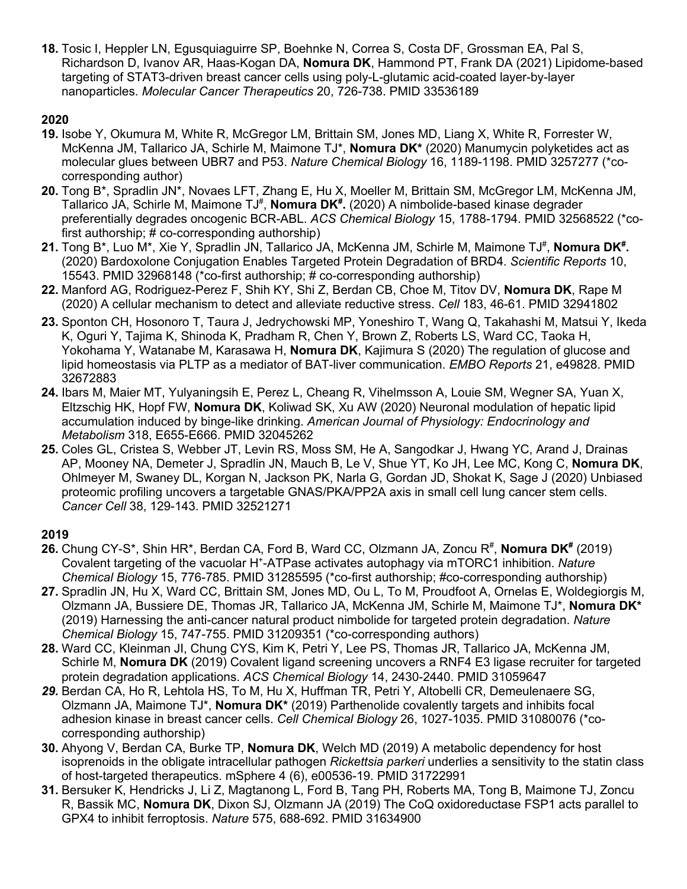**18.** Tosic I, Heppler LN, Egusquiaguirre SP, Boehnke N, Correa S, Costa DF, Grossman EA, Pal S, Richardson D, Ivanov AR, Haas-Kogan DA, **Nomura DK**, Hammond PT, Frank DA (2021) Lipidome-based targeting of STAT3-driven breast cancer cells using poly-L-glutamic acid-coated layer-by-layer nanoparticles. *Molecular Cancer Therapeutics* 20, 726-738. PMID 33536189

**2020**

**19.** Isobe Y, Okumura M, White R, McGregor LM, Brittain SM, Jones MD, Liang X, White R, Forrester W, McKenna JM, Tallarico JA, Schirle M, Maimone TJ*, **Nomura DK*** (2020) Manumycin polyketides act as molecular glues between UBR7 and P53. *Nature Chemical Biology* 16, 1189-1198. PMID 3257277 (*co-corresponding author)

**20.** Tong B*, Spradlin JN*, Novaes LFT, Zhang E, Hu X, Moeller M, Brittain SM, McGregor LM, McKenna JM, Tallarico JA, Schirle M, Maimone TJ#, **Nomura DK#.** (2020) A nimbolide-based kinase degrader preferentially degrades oncogenic BCR-ABL. *ACS Chemical Biology* 15, 1788-1794. PMID 32568522 (*co-first authorship; # co-corresponding authorship)

**21.** Tong B*, Luo M*, Xie Y, Spradlin JN, Tallarico JA, McKenna JM, Schirle M, Maimone TJ#, **Nomura DK#.** (2020) Bardoxolone Conjugation Enables Targeted Protein Degradation of BRD4. *Scientific Reports* 10, 15543. PMID 32968148 (*co-first authorship; # co-corresponding authorship)

**22.** Manford AG, Rodriguez-Perez F, Shih KY, Shi Z, Berdan CB, Choe M, Titov DV, **Nomura DK**, Rape M (2020) A cellular mechanism to detect and alleviate reductive stress. *Cell* 183, 46-61. PMID 32941802

**23.** Sponton CH, Hosonoro T, Taura J, Jedrychowski MP, Yoneshiro T, Wang Q, Takahashi M, Matsui Y, Ikeda K, Oguri Y, Tajima K, Shinoda K, Pradham R, Chen Y, Brown Z, Roberts LS, Ward CC, Taoka H, Yokohama Y, Watanabe M, Karasawa H, **Nomura DK**, Kajimura S (2020) The regulation of glucose and lipid homeostasis via PLTP as a mediator of BAT-liver communication. *EMBO Reports* 21, e49828. PMID 32672883

**24.** Ibars M, Maier MT, Yulyaningsih E, Perez L, Cheang R, Vihelmsson A, Louie SM, Wegner SA, Yuan X, Eltzschig HK, Hopf FW, **Nomura DK**, Koliwad SK, Xu AW (2020) Neuronal modulation of hepatic lipid accumulation induced by binge-like drinking. *American Journal of Physiology: Endocrinology and Metabolism* 318, E655-E666. PMID 32045262

**25.** Coles GL, Cristea S, Webber JT, Levin RS, Moss SM, He A, Sangodkar J, Hwang YC, Arand J, Drainas AP, Mooney NA, Demeter J, Spradlin JN, Mauch B, Le V, Shue YT, Ko JH, Lee MC, Kong C, **Nomura DK**, Ohlmeyer M, Swaney DL, Korgan N, Jackson PK, Narla G, Gordan JD, Shokat K, Sage J (2020) Unbiased proteomic profiling uncovers a targetable GNAS/PKA/PP2A axis in small cell lung cancer stem cells. *Cancer Cell* 38, 129-143. PMID 32521271

**2019**

**26.** Chung CY-S*, Shin HR*, Berdan CA, Ford B, Ward CC, Olzmann JA, Zoncu R#, **Nomura DK#** (2019) Covalent targeting of the vacuolar $H^+$-ATPase activates autophagy via mTORC1 inhibition. *Nature Chemical Biology* 15, 776-785. PMID 31285595 (*co-first authorship; #co-corresponding authorship)

**27.** Spradlin JN, Hu X, Ward CC, Brittain SM, Jones MD, Ou L, To M, Proudfoot A, Ornelas E, Woldegiorgis M, Olzmann JA, Bussiere DE, Thomas JR, Tallarico JA, McKenna JM, Schirle M, Maimone TJ*, **Nomura DK*** (2019) Harnessing the anti-cancer natural product nimbolide for targeted protein degradation. *Nature Chemical Biology* 15, 747-755. PMID 31209351 (*co-corresponding authors)

**28.** Ward CC, Kleinman JI, Chung CYS, Kim K, Petri Y, Lee PS, Thomas JR, Tallarico JA, McKenna JM, Schirle M, **Nomura DK** (2019) Covalent ligand screening uncovers a RNF4 E3 ligase recruiter for targeted protein degradation applications. *ACS Chemical Biology* 14, 2430-2440. PMID 31059647

***29.*** Berdan CA, Ho R, Lehtola HS, To M, Hu X, Huffman TR, Petri Y, Altobelli CR, Demeulenaere SG, Olzmann JA, Maimone TJ*, **Nomura DK*** (2019) Parthenolide covalently targets and inhibits focal adhesion kinase in breast cancer cells. *Cell Chemical Biology* 26, 1027-1035. PMID 31080076 (*co-corresponding authorship)

**30.** Ahyong V, Berdan CA, Burke TP, **Nomura DK**, Welch MD (2019) A metabolic dependency for host isoprenoids in the obligate intracellular pathogen *Rickettsia parkeri* underlies a sensitivity to the statin class of host-targeted therapeutics. mSphere 4 (6), e00536-19. PMID 31722991

**31.** Bersuker K, Hendricks J, Li Z, Magtanong L, Ford B, Tang PH, Roberts MA, Tong B, Maimone TJ, Zoncu R, Bassik MC, **Nomura DK**, Dixon SJ, Olzmann JA (2019) The CoQ oxidoreductase FSP1 acts parallel to GPX4 to inhibit ferroptosis. *Nature* 575, 688-692. PMID 31634900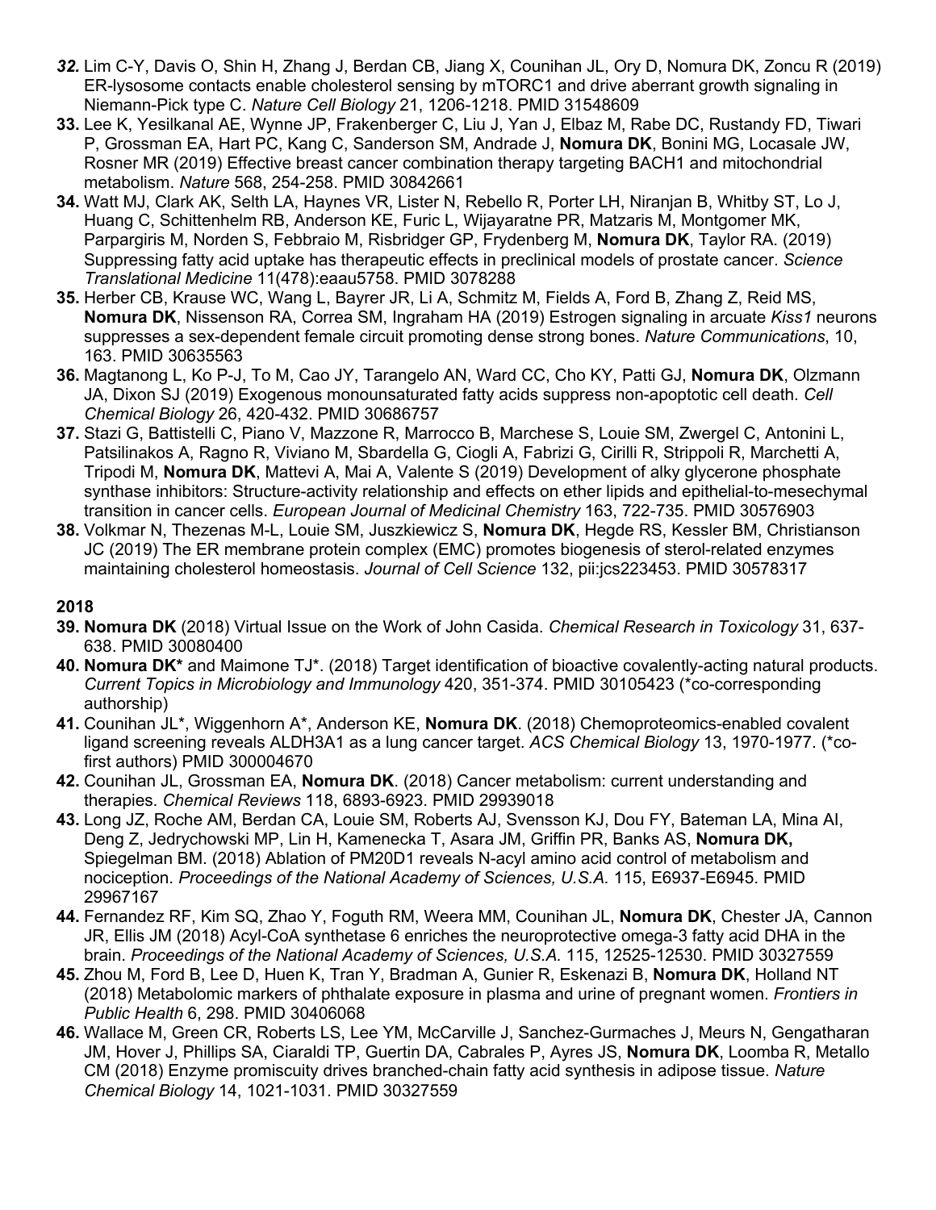***32.*** Lim C-Y, Davis O, Shin H, Zhang J, Berdan CB, Jiang X, Counihan JL, Ory D, Nomura DK, Zoncu R (2019) ER-lysosome contacts enable cholesterol sensing by mTORC1 and drive aberrant growth signaling in Niemann-Pick type C. *Nature Cell Biology* 21, 1206-1218. PMID 31548609

**33.** Lee K, Yesilkanal AE, Wynne JP, Frakenberger C, Liu J, Yan J, Elbaz M, Rabe DC, Rustandy FD, Tiwari P, Grossman EA, Hart PC, Kang C, Sanderson SM, Andrade J, **Nomura DK**, Bonini MG, Locasale JW, Rosner MR (2019) Effective breast cancer combination therapy targeting BACH1 and mitochondrial metabolism. *Nature* 568, 254-258. PMID 30842661

**34.** Watt MJ, Clark AK, Selth LA, Haynes VR, Lister N, Rebello R, Porter LH, Niranjan B, Whitby ST, Lo J, Huang C, Schittenhelm RB, Anderson KE, Furic L, Wijayaratne PR, Matzaris M, Montgomer MK, Parpargiris M, Norden S, Febbraio M, Risbridger GP, Frydenberg M, **Nomura DK**, Taylor RA. (2019) Suppressing fatty acid uptake has therapeutic effects in preclinical models of prostate cancer. *Science Translational Medicine* 11(478):eaau5758. PMID 3078288

**35.** Herber CB, Krause WC, Wang L, Bayrer JR, Li A, Schmitz M, Fields A, Ford B, Zhang Z, Reid MS, **Nomura DK**, Nissenson RA, Correa SM, Ingraham HA (2019) Estrogen signaling in arcuate *Kiss1* neurons suppresses a sex-dependent female circuit promoting dense strong bones. *Nature Communications*, 10, 163. PMID 30635563

**36.** Magtanong L, Ko P-J, To M, Cao JY, Tarangelo AN, Ward CC, Cho KY, Patti GJ, **Nomura DK**, Olzmann JA, Dixon SJ (2019) Exogenous monounsaturated fatty acids suppress non-apoptotic cell death. *Cell Chemical Biology* 26, 420-432. PMID 30686757

**37.** Stazi G, Battistelli C, Piano V, Mazzone R, Marrocco B, Marchese S, Louie SM, Zwergel C, Antonini L, Patsilinakos A, Ragno R, Viviano M, Sbardella G, Ciogli A, Fabrizi G, Cirilli R, Strippoli R, Marchetti A, Tripodi M, **Nomura DK**, Mattevi A, Mai A, Valente S (2019) Development of alky glycerone phosphate synthase inhibitors: Structure-activity relationship and effects on ether lipids and epithelial-to-mesechymal transition in cancer cells. *European Journal of Medicinal Chemistry* 163, 722-735. PMID 30576903

**38.** Volkmar N, Thezenas M-L, Louie SM, Juszkiewicz S, **Nomura DK**, Hegde RS, Kessler BM, Christianson JC (2019) The ER membrane protein complex (EMC) promotes biogenesis of sterol-related enzymes maintaining cholesterol homeostasis. *Journal of Cell Science* 132, pii:jcs223453. PMID 30578317

**2018**

**39.** **Nomura DK** (2018) Virtual Issue on the Work of John Casida. *Chemical Research in Toxicology* 31, 637-638. PMID 30080400

**40.** **Nomura DK*** and Maimone TJ*. (2018) Target identification of bioactive covalently-acting natural products. *Current Topics in Microbiology and Immunology* 420, 351-374. PMID 30105423 (*co-corresponding authorship)

**41.** Counihan JL*, Wiggenhorn A*, Anderson KE, **Nomura DK**. (2018) Chemoproteomics-enabled covalent ligand screening reveals ALDH3A1 as a lung cancer target. *ACS Chemical Biology* 13, 1970-1977. (*co-first authors) PMID 300004670

**42.** Counihan JL, Grossman EA, **Nomura DK**. (2018) Cancer metabolism: current understanding and therapies. *Chemical Reviews* 118, 6893-6923. PMID 29939018

**43.** Long JZ, Roche AM, Berdan CA, Louie SM, Roberts AJ, Svensson KJ, Dou FY, Bateman LA, Mina AI, Deng Z, Jedrychowski MP, Lin H, Kamenecka T, Asara JM, Griffin PR, Banks AS, **Nomura DK,** Spiegelman BM. (2018) Ablation of PM20D1 reveals N-acyl amino acid control of metabolism and nociception. *Proceedings of the National Academy of Sciences, U.S.A.* 115, E6937-E6945. PMID 29967167

**44.** Fernandez RF, Kim SQ, Zhao Y, Foguth RM, Weera MM, Counihan JL, **Nomura DK**, Chester JA, Cannon JR, Ellis JM (2018) Acyl-CoA synthetase 6 enriches the neuroprotective omega-3 fatty acid DHA in the brain. *Proceedings of the National Academy of Sciences, U.S.A.* 115, 12525-12530. PMID 30327559

**45.** Zhou M, Ford B, Lee D, Huen K, Tran Y, Bradman A, Gunier R, Eskenazi B, **Nomura DK**, Holland NT (2018) Metabolomic markers of phthalate exposure in plasma and urine of pregnant women. *Frontiers in Public Health* 6, 298. PMID 30406068

**46.** Wallace M, Green CR, Roberts LS, Lee YM, McCarville J, Sanchez-Gurmaches J, Meurs N, Gengatharan JM, Hover J, Phillips SA, Ciaraldi TP, Guertin DA, Cabrales P, Ayres JS, **Nomura DK**, Loomba R, Metallo CM (2018) Enzyme promiscuity drives branched-chain fatty acid synthesis in adipose tissue. *Nature Chemical Biology* 14, 1021-1031. PMID 30327559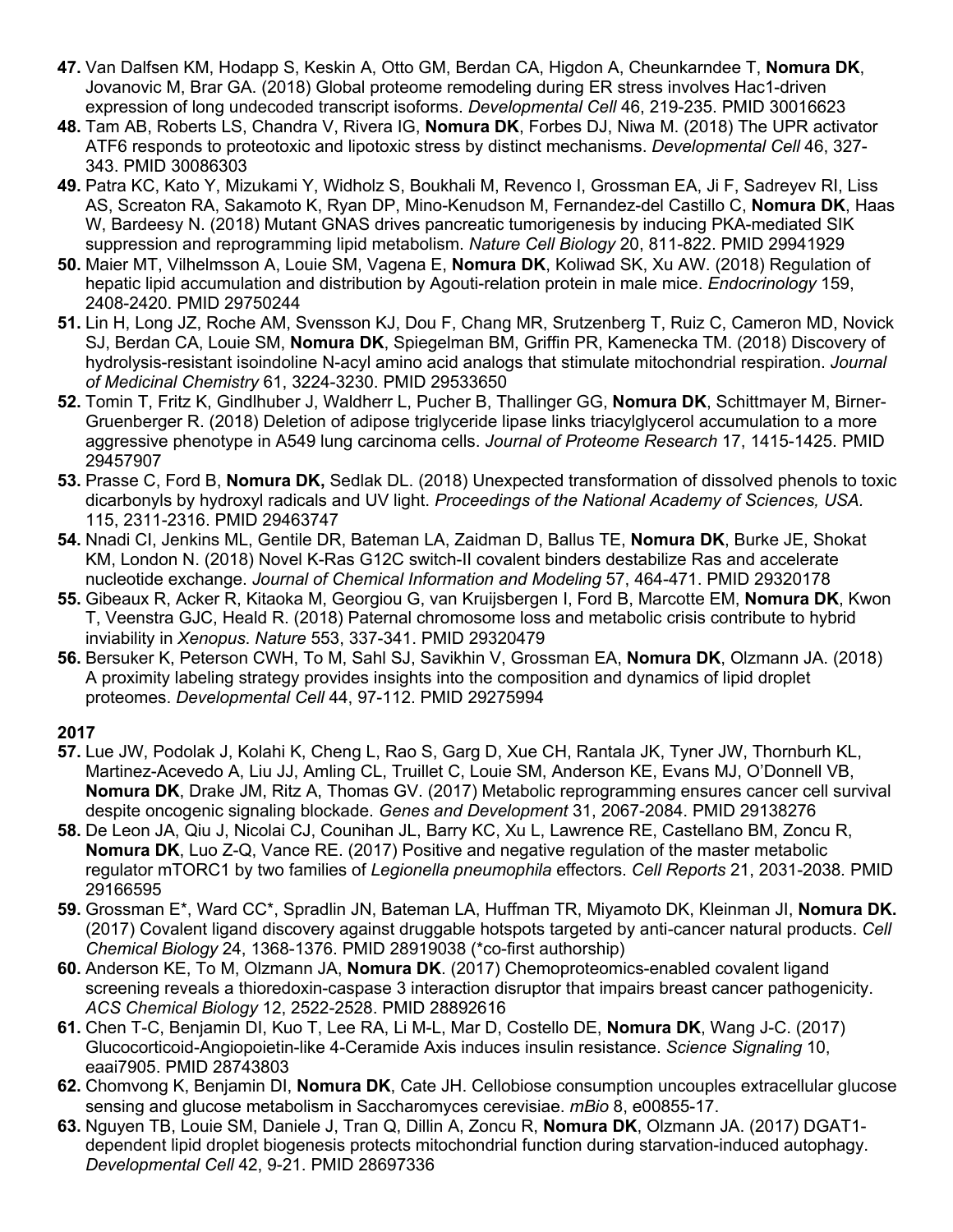**47.** Van Dalfsen KM, Hodapp S, Keskin A, Otto GM, Berdan CA, Higdon A, Cheunkarndee T, **Nomura DK**, Jovanovic M, Brar GA. (2018) Global proteome remodeling during ER stress involves Hac1-driven expression of long undecoded transcript isoforms. *Developmental Cell* 46, 219-235. PMID 30016623

**48.** Tam AB, Roberts LS, Chandra V, Rivera IG, **Nomura DK**, Forbes DJ, Niwa M. (2018) The UPR activator ATF6 responds to proteotoxic and lipotoxic stress by distinct mechanisms. *Developmental Cell* 46, 327-343. PMID 30086303

**49.** Patra KC, Kato Y, Mizukami Y, Widholz S, Boukhali M, Revenco I, Grossman EA, Ji F, Sadreyev RI, Liss AS, Screaton RA, Sakamoto K, Ryan DP, Mino-Kenudson M, Fernandez-del Castillo C, **Nomura DK**, Haas W, Bardeesy N. (2018) Mutant GNAS drives pancreatic tumorigenesis by inducing PKA-mediated SIK suppression and reprogramming lipid metabolism. *Nature Cell Biology* 20, 811-822. PMID 29941929

**50.** Maier MT, Vilhelmsson A, Louie SM, Vagena E, **Nomura DK**, Koliwad SK, Xu AW. (2018) Regulation of hepatic lipid accumulation and distribution by Agouti-relation protein in male mice. *Endocrinology* 159, 2408-2420. PMID 29750244

**51.** Lin H, Long JZ, Roche AM, Svensson KJ, Dou F, Chang MR, Srutzenberg T, Ruiz C, Cameron MD, Novick SJ, Berdan CA, Louie SM, **Nomura DK**, Spiegelman BM, Griffin PR, Kamenecka TM. (2018) Discovery of hydrolysis-resistant isoindoline N-acyl amino acid analogs that stimulate mitochondrial respiration. *Journal of Medicinal Chemistry* 61, 3224-3230. PMID 29533650

**52.** Tomin T, Fritz K, Gindlhuber J, Waldherr L, Pucher B, Thallinger GG, **Nomura DK**, Schittmayer M, Birner-Gruenberger R. (2018) Deletion of adipose triglyceride lipase links triacylglycerol accumulation to a more aggressive phenotype in A549 lung carcinoma cells. *Journal of Proteome Research* 17, 1415-1425. PMID 29457907

**53.** Prasse C, Ford B, **Nomura DK,** Sedlak DL. (2018) Unexpected transformation of dissolved phenols to toxic dicarbonyls by hydroxyl radicals and UV light. *Proceedings of the National Academy of Sciences, USA*. 115, 2311-2316. PMID 29463747

**54.** Nnadi CI, Jenkins ML, Gentile DR, Bateman LA, Zaidman D, Ballus TE, **Nomura DK**, Burke JE, Shokat KM, London N. (2018) Novel K-Ras G12C switch-II covalent binders destabilize Ras and accelerate nucleotide exchange. *Journal of Chemical Information and Modeling* 57, 464-471. PMID 29320178

**55.** Gibeaux R, Acker R, Kitaoka M, Georgiou G, van Kruijsbergen I, Ford B, Marcotte EM, **Nomura DK**, Kwon T, Veenstra GJC, Heald R. (2018) Paternal chromosome loss and metabolic crisis contribute to hybrid inviability in *Xenopus*. *Nature* 553, 337-341. PMID 29320479

**56.** Bersuker K, Peterson CWH, To M, Sahl SJ, Savikhin V, Grossman EA, **Nomura DK**, Olzmann JA. (2018) A proximity labeling strategy provides insights into the composition and dynamics of lipid droplet proteomes. *Developmental Cell* 44, 97-112. PMID 29275994

**2017**

**57.** Lue JW, Podolak J, Kolahi K, Cheng L, Rao S, Garg D, Xue CH, Rantala JK, Tyner JW, Thornburh KL, Martinez-Acevedo A, Liu JJ, Amling CL, Truillet C, Louie SM, Anderson KE, Evans MJ, O'Donnell VB, **Nomura DK**, Drake JM, Ritz A, Thomas GV. (2017) Metabolic reprogramming ensures cancer cell survival despite oncogenic signaling blockade. *Genes and Development* 31, 2067-2084. PMID 29138276

**58.** De Leon JA, Qiu J, Nicolai CJ, Counihan JL, Barry KC, Xu L, Lawrence RE, Castellano BM, Zoncu R, **Nomura DK**, Luo Z-Q, Vance RE. (2017) Positive and negative regulation of the master metabolic regulator mTORC1 by two families of *Legionella pneumophila* effectors. *Cell Reports* 21, 2031-2038. PMID 29166595

**59.** Grossman E*, Ward CC*, Spradlin JN, Bateman LA, Huffman TR, Miyamoto DK, Kleinman JI, **Nomura DK.** (2017) Covalent ligand discovery against druggable hotspots targeted by anti-cancer natural products. *Cell Chemical Biology* 24, 1368-1376. PMID 28919038 (*co-first authorship)

**60.** Anderson KE, To M, Olzmann JA, **Nomura DK**. (2017) Chemoproteomics-enabled covalent ligand screening reveals a thioredoxin-caspase 3 interaction disruptor that impairs breast cancer pathogenicity. *ACS Chemical Biology* 12, 2522-2528. PMID 28892616

**61.** Chen T-C, Benjamin DI, Kuo T, Lee RA, Li M-L, Mar D, Costello DE, **Nomura DK**, Wang J-C. (2017) Glucocorticoid-Angiopoietin-like 4-Ceramide Axis induces insulin resistance. *Science Signaling* 10, eaai7905. PMID 28743803

**62.** Chomvong K, Benjamin DI, **Nomura DK**, Cate JH. Cellobiose consumption uncouples extracellular glucose sensing and glucose metabolism in Saccharomyces cerevisiae. *mBio* 8, e00855-17.

**63.** Nguyen TB, Louie SM, Daniele J, Tran Q, Dillin A, Zoncu R, **Nomura DK**, Olzmann JA. (2017) DGAT1-dependent lipid droplet biogenesis protects mitochondrial function during starvation-induced autophagy. *Developmental Cell* 42, 9-21. PMID 28697336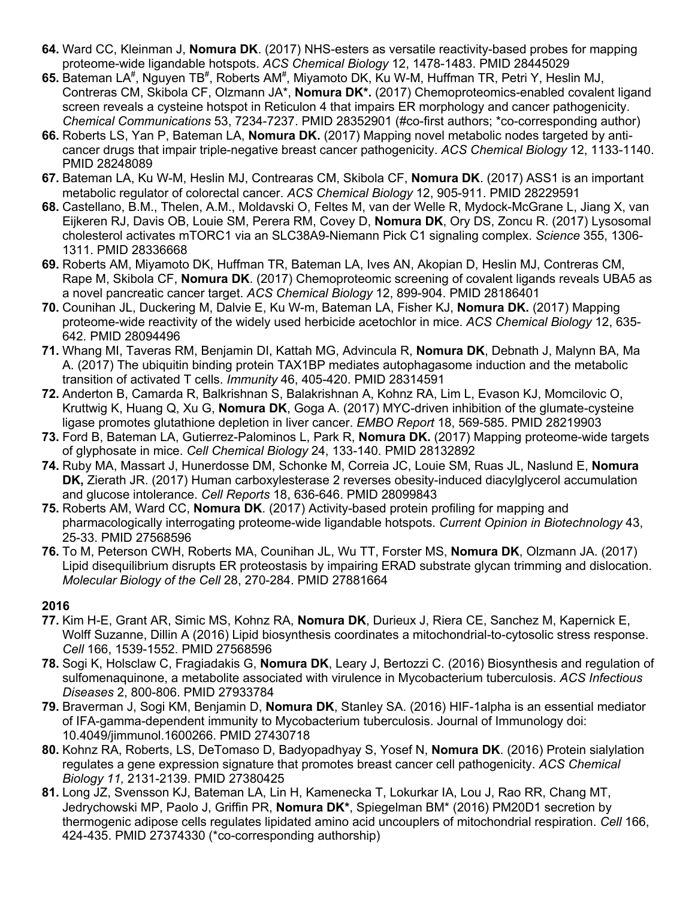**64.** Ward CC, Kleinman J, **Nomura DK**. (2017) NHS-esters as versatile reactivity-based probes for mapping proteome-wide ligandable hotspots. *ACS Chemical Biology* 12, 1478-1483. PMID 28445029

**65.** Bateman LA[#], Nguyen TB[#], Roberts AM[#], Miyamoto DK, Ku W-M, Huffman TR, Petri Y, Heslin MJ, Contreras CM, Skibola CF, Olzmann JA*, **Nomura DK*.** (2017) Chemoproteomics-enabled covalent ligand screen reveals a cysteine hotspot in Reticulon 4 that impairs ER morphology and cancer pathogenicity. *Chemical Communications* 53, 7234-7237. PMID 28352901 (#co-first authors; *co-corresponding author)

**66.** Roberts LS, Yan P, Bateman LA, **Nomura DK.** (2017) Mapping novel metabolic nodes targeted by anti-cancer drugs that impair triple-negative breast cancer pathogenicity. *ACS Chemical Biology* 12, 1133-1140. PMID 28248089

**67.** Bateman LA, Ku W-M, Heslin MJ, Contrearas CM, Skibola CF, **Nomura DK**. (2017) ASS1 is an important metabolic regulator of colorectal cancer. *ACS Chemical Biology* 12, 905-911. PMID 28229591

**68.** Castellano, B.M., Thelen, A.M., Moldavski O, Feltes M, van der Welle R, Mydock-McGrane L, Jiang X, van Eijkeren RJ, Davis OB, Louie SM, Perera RM, Covey D, **Nomura DK**, Ory DS, Zoncu R. (2017) Lysosomal cholesterol activates mTORC1 via an SLC38A9-Niemann Pick C1 signaling complex. *Science* 355, 1306-1311. PMID 28336668

**69.** Roberts AM, Miyamoto DK, Huffman TR, Bateman LA, Ives AN, Akopian D, Heslin MJ, Contreras CM, Rape M, Skibola CF, **Nomura DK**. (2017) Chemoproteomic screening of covalent ligands reveals UBA5 as a novel pancreatic cancer target. *ACS Chemical Biology* 12, 899-904. PMID 28186401

**70.** Counihan JL, Duckering M, Dalvie E, Ku W-m, Bateman LA, Fisher KJ, **Nomura DK.** (2017) Mapping proteome-wide reactivity of the widely used herbicide acetochlor in mice. *ACS Chemical Biology* 12, 635-642. PMID 28094496

**71.** Whang MI, Taveras RM, Benjamin DI, Kattah MG, Advincula R, **Nomura DK**, Debnath J, Malynn BA, Ma A. (2017) The ubiquitin binding protein TAX1BP mediates autophagasome induction and the metabolic transition of activated T cells. *Immunity* 46, 405-420. PMID 28314591

**72.** Anderton B, Camarda R, Balkrishnan S, Balakrishnan A, Kohnz RA, Lim L, Evason KJ, Momcilovic O, Kruttwig K, Huang Q, Xu G, **Nomura DK**, Goga A. (2017) MYC-driven inhibition of the glumate-cysteine ligase promotes glutathione depletion in liver cancer. *EMBO Report* 18, 569-585. PMID 28219903

**73.** Ford B, Bateman LA, Gutierrez-Palominos L, Park R, **Nomura DK.** (2017) Mapping proteome-wide targets of glyphosate in mice. *Cell Chemical Biology* 24, 133-140. PMID 28132892

**74.** Ruby MA, Massart J, Hunerdosse DM, Schonke M, Correia JC, Louie SM, Ruas JL, Naslund E, **Nomura DK,** Zierath JR. (2017) Human carboxylesterase 2 reverses obesity-induced diacylglycerol accumulation and glucose intolerance. *Cell Reports* 18, 636-646. PMID 28099843

**75.** Roberts AM, Ward CC, **Nomura DK**. (2017) Activity-based protein profiling for mapping and pharmacologically interrogating proteome-wide ligandable hotspots. *Current Opinion in Biotechnology* 43, 25-33. PMID 27568596

**76.** To M, Peterson CWH, Roberts MA, Counihan JL, Wu TT, Forster MS, **Nomura DK**, Olzmann JA. (2017) Lipid disequilibrium disrupts ER proteostasis by impairing ERAD substrate glycan trimming and dislocation. *Molecular Biology of the Cell* 28, 270-284. PMID 27881664

**2016**

**77.** Kim H-E, Grant AR, Simic MS, Kohnz RA, **Nomura DK**, Durieux J, Riera CE, Sanchez M, Kapernick E, Wolff Suzanne, Dillin A (2016) Lipid biosynthesis coordinates a mitochondrial-to-cytosolic stress response. *Cell* 166, 1539-1552. PMID 27568596

**78.** Sogi K, Holsclaw C, Fragiadakis G, **Nomura DK**, Leary J, Bertozzi C. (2016) Biosynthesis and regulation of sulfomenaquinone, a metabolite associated with virulence in Mycobacterium tuberculosis. *ACS Infectious Diseases* 2, 800-806. PMID 27933784

**79.** Braverman J, Sogi KM, Benjamin D, **Nomura DK**, Stanley SA. (2016) HIF-1alpha is an essential mediator of IFA-gamma-dependent immunity to Mycobacterium tuberculosis. Journal of Immunology doi: 10.4049/jimmunol.1600266. PMID 27430718

**80.** Kohnz RA, Roberts, LS, DeTomaso D, Badyopadhyay S, Yosef N, **Nomura DK**. (2016) Protein sialylation regulates a gene expression signature that promotes breast cancer cell pathogenicity. *ACS Chemical Biology 11,* 2131-2139. PMID 27380425

**81.** Long JZ, Svensson KJ, Bateman LA, Lin H, Kamenecka T, Lokurkar IA, Lou J, Rao RR, Chang MT, Jedrychowski MP, Paolo J, Griffin PR, **Nomura DK***, Spiegelman BM* (2016) PM20D1 secretion by thermogenic adipose cells regulates lipidated amino acid uncouplers of mitochondrial respiration. *Cell* 166, 424-435. PMID 27374330 (*co-corresponding authorship)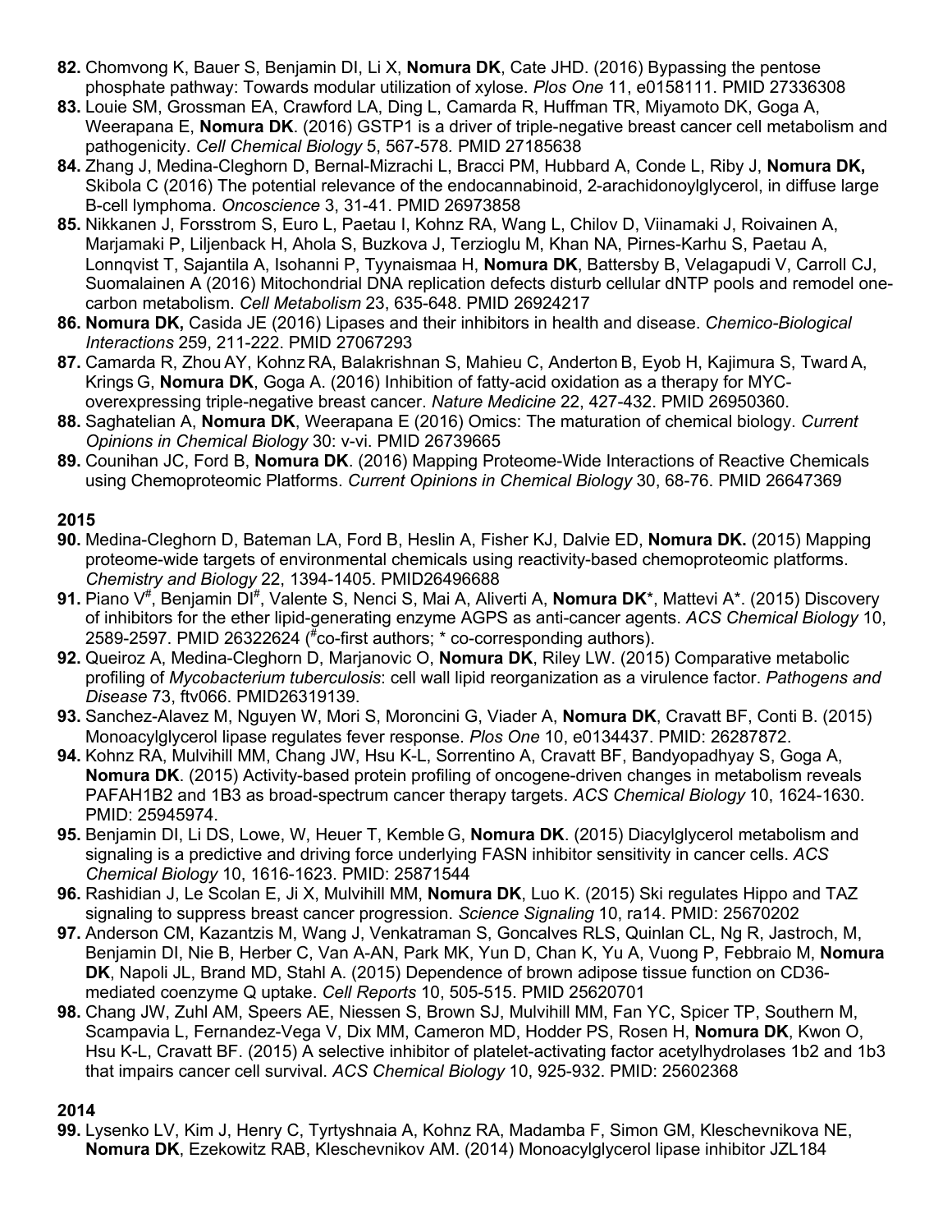**82.** Chomvong K, Bauer S, Benjamin DI, Li X, **Nomura DK**, Cate JHD. (2016) Bypassing the pentose phosphate pathway: Towards modular utilization of xylose. *Plos One* 11, e0158111. PMID 27336308

**83.** Louie SM, Grossman EA, Crawford LA, Ding L, Camarda R, Huffman TR, Miyamoto DK, Goga A, Weerapana E, **Nomura DK**. (2016) GSTP1 is a driver of triple-negative breast cancer cell metabolism and pathogenicity. *Cell Chemical Biology* 5, 567-578. PMID 27185638

**84.** Zhang J, Medina-Cleghorn D, Bernal-Mizrachi L, Bracci PM, Hubbard A, Conde L, Riby J, **Nomura DK,** Skibola C (2016) The potential relevance of the endocannabinoid, 2-arachidonoylglycerol, in diffuse large B-cell lymphoma. *Oncoscience* 3, 31-41. PMID 26973858

**85.** Nikkanen J, Forsstrom S, Euro L, Paetau I, Kohnz RA, Wang L, Chilov D, Viinamaki J, Roivainen A, Marjamaki P, Liljenback H, Ahola S, Buzkova J, Terzioglu M, Khan NA, Pirnes-Karhu S, Paetau A, Lonnqvist T, Sajantila A, Isohanni P, Tyynaismaa H, **Nomura DK**, Battersby B, Velagapudi V, Carroll CJ, Suomalainen A (2016) Mitochondrial DNA replication defects disturb cellular dNTP pools and remodel one-carbon metabolism. *Cell Metabolism* 23, 635-648. PMID 26924217

**86.** **Nomura DK,** Casida JE (2016) Lipases and their inhibitors in health and disease. *Chemico-Biological Interactions* 259, 211-222. PMID 27067293

**87.** Camarda R, Zhou AY, Kohnz RA, Balakrishnan S, Mahieu C, Anderton B, Eyob H, Kajimura S, Tward A, Krings G, **Nomura DK**, Goga A. (2016) Inhibition of fatty-acid oxidation as a therapy for MYC-overexpressing triple-negative breast cancer. *Nature Medicine* 22, 427-432. PMID 26950360.

**88.** Saghatelian A, **Nomura DK**, Weerapana E (2016) Omics: The maturation of chemical biology. *Current Opinions in Chemical Biology* 30: v-vi. PMID 26739665

**89.** Counihan JC, Ford B, **Nomura DK**. (2016) Mapping Proteome-Wide Interactions of Reactive Chemicals using Chemoproteomic Platforms. *Current Opinions in Chemical Biology* 30, 68-76. PMID 26647369

## 2015

**90.** Medina-Cleghorn D, Bateman LA, Ford B, Heslin A, Fisher KJ, Dalvie ED, **Nomura DK.** (2015) Mapping proteome-wide targets of environmental chemicals using reactivity-based chemoproteomic platforms. *Chemistry and Biology* 22, 1394-1405. PMID26496688

**91.** Piano V[#], Benjamin DI[#], Valente S, Nenci S, Mai A, Aliverti A, **Nomura DK**\*, Mattevi A\*. (2015) Discovery of inhibitors for the ether lipid-generating enzyme AGPS as anti-cancer agents. *ACS Chemical Biology* 10, 2589-2597. PMID 26322624 ([#]co-first authors; * co-corresponding authors).

**92.** Queiroz A, Medina-Cleghorn D, Marjanovic O, **Nomura DK**, Riley LW. (2015) Comparative metabolic profiling of *Mycobacterium tuberculosis*: cell wall lipid reorganization as a virulence factor. *Pathogens and Disease* 73, ftv066. PMID26319139.

**93.** Sanchez-Alavez M, Nguyen W, Mori S, Moroncini G, Viader A, **Nomura DK**, Cravatt BF, Conti B. (2015) Monoacylglycerol lipase regulates fever response. *Plos One* 10, e0134437. PMID: 26287872.

**94.** Kohnz RA, Mulvihill MM, Chang JW, Hsu K-L, Sorrentino A, Cravatt BF, Bandyopadhyay S, Goga A, **Nomura DK**. (2015) Activity-based protein profiling of oncogene-driven changes in metabolism reveals PAFAH1B2 and 1B3 as broad-spectrum cancer therapy targets. *ACS Chemical Biology* 10, 1624-1630. PMID: 25945974.

**95.** Benjamin DI, Li DS, Lowe, W, Heuer T, Kemble G, **Nomura DK**. (2015) Diacylglycerol metabolism and signaling is a predictive and driving force underlying FASN inhibitor sensitivity in cancer cells. *ACS Chemical Biology* 10, 1616-1623. PMID: 25871544

**96.** Rashidian J, Le Scolan E, Ji X, Mulvihill MM, **Nomura DK**, Luo K. (2015) Ski regulates Hippo and TAZ signaling to suppress breast cancer progression. *Science Signaling* 10, ra14. PMID: 25670202

**97.** Anderson CM, Kazantzis M, Wang J, Venkatraman S, Goncalves RLS, Quinlan CL, Ng R, Jastroch, M, Benjamin DI, Nie B, Herber C, Van A-AN, Park MK, Yun D, Chan K, Yu A, Vuong P, Febbraio M, **Nomura DK**, Napoli JL, Brand MD, Stahl A. (2015) Dependence of brown adipose tissue function on CD36-mediated coenzyme Q uptake. *Cell Reports* 10, 505-515. PMID 25620701

**98.** Chang JW, Zuhl AM, Speers AE, Niessen S, Brown SJ, Mulvihill MM, Fan YC, Spicer TP, Southern M, Scampavia L, Fernandez-Vega V, Dix MM, Cameron MD, Hodder PS, Rosen H, **Nomura DK**, Kwon O, Hsu K-L, Cravatt BF. (2015) A selective inhibitor of platelet-activating factor acetylhydrolases 1b2 and 1b3 that impairs cancer cell survival. *ACS Chemical Biology* 10, 925-932. PMID: 25602368

## 2014

**99.** Lysenko LV, Kim J, Henry C, Tyrtyshnaia A, Kohnz RA, Madamba F, Simon GM, Kleschevnikova NE, **Nomura DK**, Ezekowitz RAB, Kleschevnikov AM. (2014) Monoacylglycerol lipase inhibitor JZL184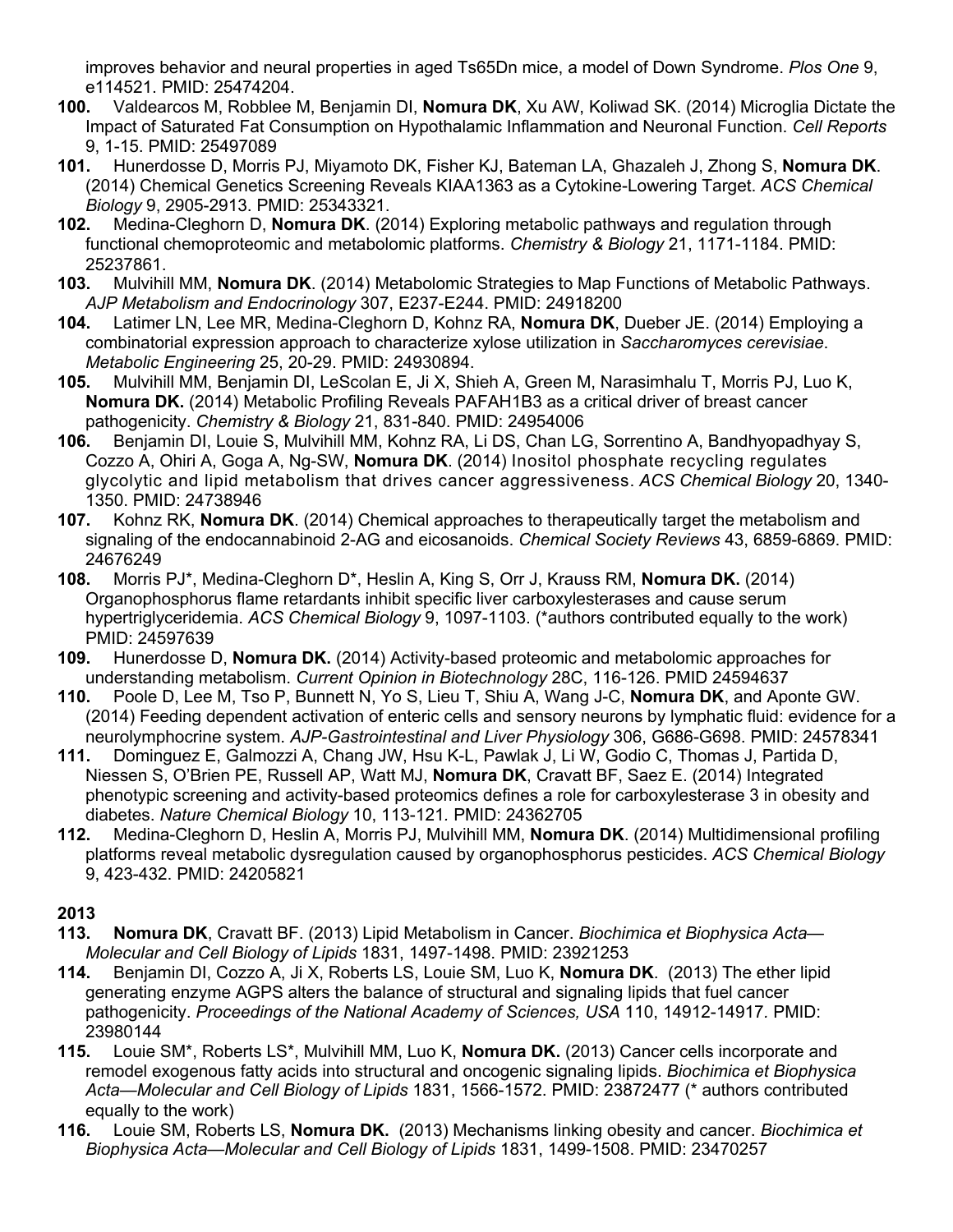improves behavior and neural properties in aged Ts65Dn mice, a model of Down Syndrome. *Plos One* 9, e114521. PMID: 25474204.

**100.** Valdearcos M, Robblee M, Benjamin DI, **Nomura DK**, Xu AW, Koliwad SK. (2014) Microglia Dictate the Impact of Saturated Fat Consumption on Hypothalamic Inflammation and Neuronal Function. *Cell Reports* 9, 1-15. PMID: 25497089

**101.** Hunerdosse D, Morris PJ, Miyamoto DK, Fisher KJ, Bateman LA, Ghazaleh J, Zhong S, **Nomura DK**. (2014) Chemical Genetics Screening Reveals KIAA1363 as a Cytokine-Lowering Target. *ACS Chemical Biology* 9, 2905-2913. PMID: 25343321.

**102.** Medina-Cleghorn D, **Nomura DK**. (2014) Exploring metabolic pathways and regulation through functional chemoproteomic and metabolomic platforms. *Chemistry & Biology* 21, 1171-1184. PMID: 25237861.

**103.** Mulvihill MM, **Nomura DK**. (2014) Metabolomic Strategies to Map Functions of Metabolic Pathways. *AJP Metabolism and Endocrinology* 307, E237-E244. PMID: 24918200

**104.** Latimer LN, Lee MR, Medina-Cleghorn D, Kohnz RA, **Nomura DK**, Dueber JE. (2014) Employing a combinatorial expression approach to characterize xylose utilization in *Saccharomyces cerevisiae*. *Metabolic Engineering* 25, 20-29. PMID: 24930894.

**105.** Mulvihill MM, Benjamin DI, LeScolan E, Ji X, Shieh A, Green M, Narasimhalu T, Morris PJ, Luo K, **Nomura DK.** (2014) Metabolic Profiling Reveals PAFAH1B3 as a critical driver of breast cancer pathogenicity. *Chemistry & Biology* 21, 831-840. PMID: 24954006

**106.** Benjamin DI, Louie S, Mulvihill MM, Kohnz RA, Li DS, Chan LG, Sorrentino A, Bandhyopadhyay S, Cozzo A, Ohiri A, Goga A, Ng-SW, **Nomura DK**. (2014) Inositol phosphate recycling regulates glycolytic and lipid metabolism that drives cancer aggressiveness. *ACS Chemical Biology* 20, 1340-1350. PMID: 24738946

**107.** Kohnz RK, **Nomura DK**. (2014) Chemical approaches to therapeutically target the metabolism and signaling of the endocannabinoid 2-AG and eicosanoids. *Chemical Society Reviews* 43, 6859-6869. PMID: 24676249

**108.** Morris PJ*, Medina-Cleghorn D*, Heslin A, King S, Orr J, Krauss RM, **Nomura DK.** (2014) Organophosphorus flame retardants inhibit specific liver carboxylesterases and cause serum hypertriglyceridemia. *ACS Chemical Biology* 9, 1097-1103. (*authors contributed equally to the work) PMID: 24597639

**109.** Hunerdosse D, **Nomura DK.** (2014) Activity-based proteomic and metabolomic approaches for understanding metabolism. *Current Opinion in Biotechnology* 28C, 116-126. PMID 24594637

**110.** Poole D, Lee M, Tso P, Bunnett N, Yo S, Lieu T, Shiu A, Wang J-C, **Nomura DK**, and Aponte GW. (2014) Feeding dependent activation of enteric cells and sensory neurons by lymphatic fluid: evidence for a neurolymphocrine system. *AJP-Gastrointestinal and Liver Physiology* 306, G686-G698. PMID: 24578341

**111.** Dominguez E, Galmozzi A, Chang JW, Hsu K-L, Pawlak J, Li W, Godio C, Thomas J, Partida D, Niessen S, O'Brien PE, Russell AP, Watt MJ, **Nomura DK**, Cravatt BF, Saez E. (2014) Integrated phenotypic screening and activity-based proteomics defines a role for carboxylesterase 3 in obesity and diabetes. *Nature Chemical Biology* 10, 113-121. PMID: 24362705

**112.** Medina-Cleghorn D, Heslin A, Morris PJ, Mulvihill MM, **Nomura DK**. (2014) Multidimensional profiling platforms reveal metabolic dysregulation caused by organophosphorus pesticides. *ACS Chemical Biology* 9, 423-432. PMID: 24205821

**2013**

**113.** **Nomura DK**, Cravatt BF. (2013) Lipid Metabolism in Cancer. *Biochimica et Biophysica Acta—Molecular and Cell Biology of Lipids* 1831, 1497-1498. PMID: 23921253

**114.** Benjamin DI, Cozzo A, Ji X, Roberts LS, Louie SM, Luo K, **Nomura DK**. (2013) The ether lipid generating enzyme AGPS alters the balance of structural and signaling lipids that fuel cancer pathogenicity. *Proceedings of the National Academy of Sciences, USA* 110, 14912-14917. PMID: 23980144

**115.** Louie SM*, Roberts LS*, Mulvihill MM, Luo K, **Nomura DK.** (2013) Cancer cells incorporate and remodel exogenous fatty acids into structural and oncogenic signaling lipids. *Biochimica et Biophysica Acta—Molecular and Cell Biology of Lipids* 1831, 1566-1572. PMID: 23872477 (* authors contributed equally to the work)

**116.** Louie SM, Roberts LS, **Nomura DK.** (2013) Mechanisms linking obesity and cancer. *Biochimica et Biophysica Acta—Molecular and Cell Biology of Lipids* 1831, 1499-1508. PMID: 23470257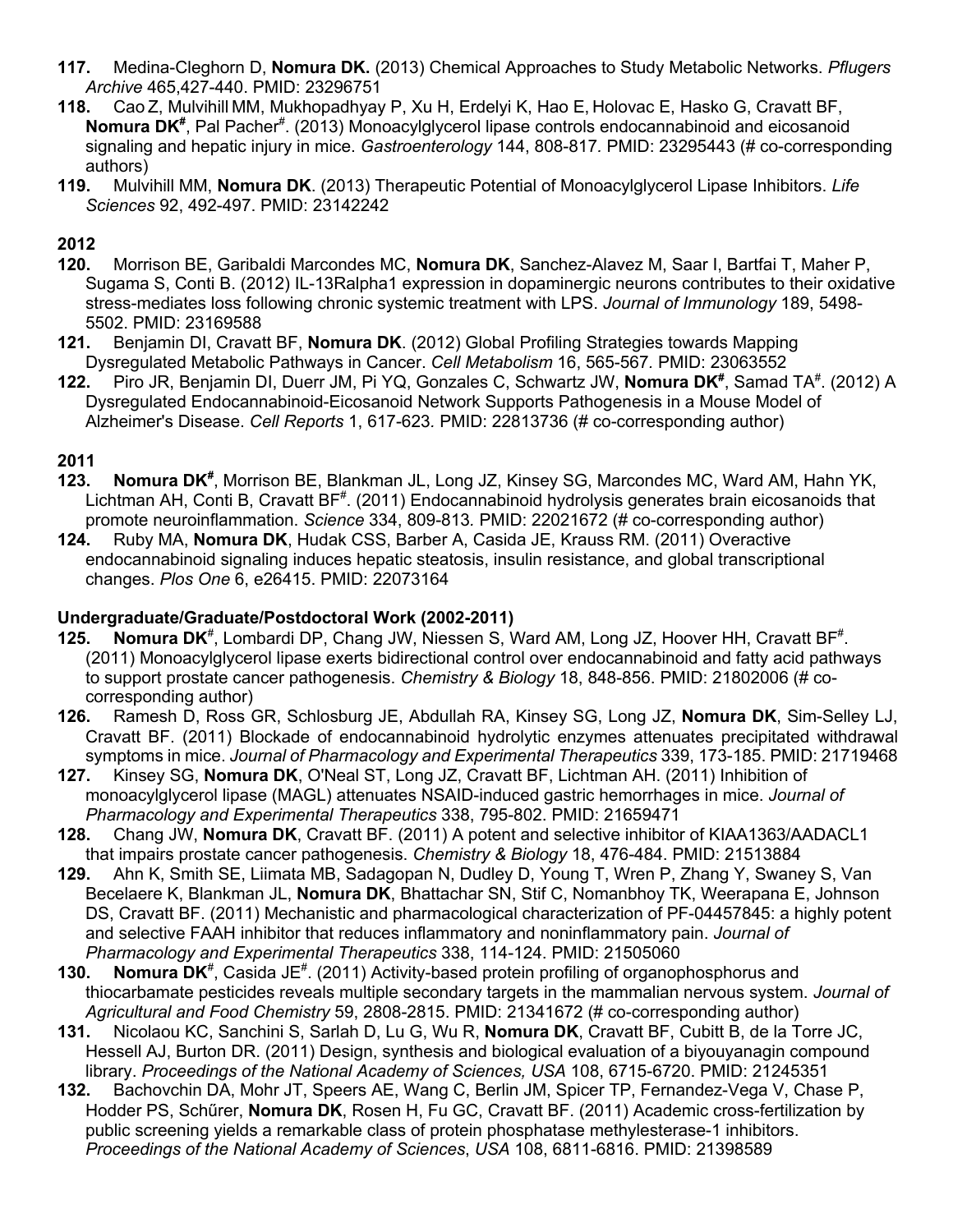**117.** Medina-Cleghorn D, **Nomura DK.** (2013) Chemical Approaches to Study Metabolic Networks. *Pflugers Archive* 465,427-440. PMID: 23296751

**118.** Cao Z, Mulvihill MM, Mukhopadhyay P, Xu H, Erdelyi K, Hao E, Holovac E, Hasko G, Cravatt BF, **Nomura DK#**, Pal Pacher#. (2013) Monoacylglycerol lipase controls endocannabinoid and eicosanoid signaling and hepatic injury in mice. *Gastroenterology* 144, 808-817. PMID: 23295443 (# co-corresponding authors)

**119.** Mulvihill MM, **Nomura DK**. (2013) Therapeutic Potential of Monoacylglycerol Lipase Inhibitors. *Life Sciences* 92, 492-497. PMID: 23142242

**2012**

**120.** Morrison BE, Garibaldi Marcondes MC, **Nomura DK**, Sanchez-Alavez M, Saar I, Bartfai T, Maher P, Sugama S, Conti B. (2012) IL-13Ralpha1 expression in dopaminergic neurons contributes to their oxidative stress-mediates loss following chronic systemic treatment with LPS. *Journal of Immunology* 189, 5498-5502. PMID: 23169588

**121.** Benjamin DI, Cravatt BF, **Nomura DK**. (2012) Global Profiling Strategies towards Mapping Dysregulated Metabolic Pathways in Cancer. *Cell Metabolism* 16, 565-567. PMID: 23063552

**122.** Piro JR, Benjamin DI, Duerr JM, Pi YQ, Gonzales C, Schwartz JW, **Nomura DK#**, Samad TA#. (2012) A Dysregulated Endocannabinoid-Eicosanoid Network Supports Pathogenesis in a Mouse Model of Alzheimer's Disease. *Cell Reports* 1, 617-623. PMID: 22813736 (# co-corresponding author)

**2011**

**123.** **Nomura DK#**, Morrison BE, Blankman JL, Long JZ, Kinsey SG, Marcondes MC, Ward AM, Hahn YK, Lichtman AH, Conti B, Cravatt BF#. (2011) Endocannabinoid hydrolysis generates brain eicosanoids that promote neuroinflammation. *Science* 334, 809-813. PMID: 22021672 (# co-corresponding author)

**124.** Ruby MA, **Nomura DK**, Hudak CSS, Barber A, Casida JE, Krauss RM. (2011) Overactive endocannabinoid signaling induces hepatic steatosis, insulin resistance, and global transcriptional changes. *Plos One* 6, e26415. PMID: 22073164

**Undergraduate/Graduate/Postdoctoral Work (2002-2011)**

**125.** **Nomura DK#**, Lombardi DP, Chang JW, Niessen S, Ward AM, Long JZ, Hoover HH, Cravatt BF#. (2011) Monoacylglycerol lipase exerts bidirectional control over endocannabinoid and fatty acid pathways to support prostate cancer pathogenesis. *Chemistry & Biology* 18, 848-856. PMID: 21802006 (# co-corresponding author)

**126.** Ramesh D, Ross GR, Schlosburg JE, Abdullah RA, Kinsey SG, Long JZ, **Nomura DK**, Sim-Selley LJ, Cravatt BF. (2011) Blockade of endocannabinoid hydrolytic enzymes attenuates precipitated withdrawal symptoms in mice. *Journal of Pharmacology and Experimental Therapeutics* 339, 173-185. PMID: 21719468

**127.** Kinsey SG, **Nomura DK**, O'Neal ST, Long JZ, Cravatt BF, Lichtman AH. (2011) Inhibition of monoacylglycerol lipase (MAGL) attenuates NSAID-induced gastric hemorrhages in mice. *Journal of Pharmacology and Experimental Therapeutics* 338, 795-802. PMID: 21659471

**128.** Chang JW, **Nomura DK**, Cravatt BF. (2011) A potent and selective inhibitor of KIAA1363/AADACL1 that impairs prostate cancer pathogenesis. *Chemistry & Biology* 18, 476-484. PMID: 21513884

**129.** Ahn K, Smith SE, Liimata MB, Sadagopan N, Dudley D, Young T, Wren P, Zhang Y, Swaney S, Van Becelaere K, Blankman JL, **Nomura DK**, Bhattachar SN, Stif C, Nomanbhoy TK, Weerapana E, Johnson DS, Cravatt BF. (2011) Mechanistic and pharmacological characterization of PF-04457845: a highly potent and selective FAAH inhibitor that reduces inflammatory and noninflammatory pain. *Journal of Pharmacology and Experimental Therapeutics* 338, 114-124. PMID: 21505060

**130.** **Nomura DK#**, Casida JE#. (2011) Activity-based protein profiling of organophosphorus and thiocarbamate pesticides reveals multiple secondary targets in the mammalian nervous system. *Journal of Agricultural and Food Chemistry* 59, 2808-2815. PMID: 21341672 (# co-corresponding author)

**131.** Nicolaou KC, Sanchini S, Sarlah D, Lu G, Wu R, **Nomura DK**, Cravatt BF, Cubitt B, de la Torre JC, Hessell AJ, Burton DR. (2011) Design, synthesis and biological evaluation of a biyouyanagin compound library. *Proceedings of the National Academy of Sciences, USA* 108, 6715-6720. PMID: 21245351

**132.** Bachovchin DA, Mohr JT, Speers AE, Wang C, Berlin JM, Spicer TP, Fernandez-Vega V, Chase P, Hodder PS, Schűrer, **Nomura DK**, Rosen H, Fu GC, Cravatt BF. (2011) Academic cross-fertilization by public screening yields a remarkable class of protein phosphatase methylesterase-1 inhibitors. *Proceedings of the National Academy of Sciences*, *USA* 108, 6811-6816. PMID: 21398589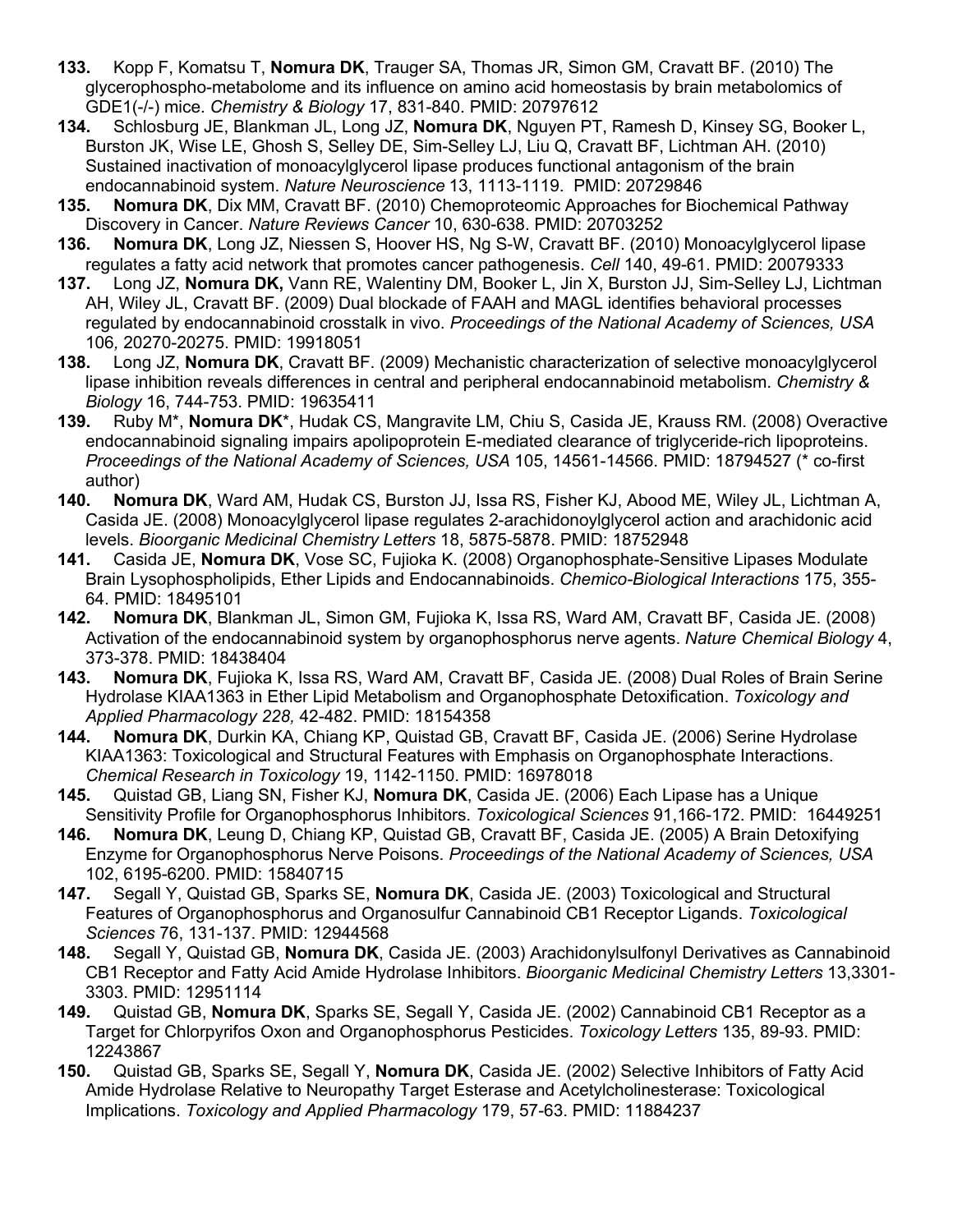**133.** Kopp F, Komatsu T, **Nomura DK**, Trauger SA, Thomas JR, Simon GM, Cravatt BF. (2010) The glycerophospho-metabolome and its influence on amino acid homeostasis by brain metabolomics of GDE1(-/-) mice. *Chemistry & Biology* 17, 831-840. PMID: 20797612

**134.** Schlosburg JE, Blankman JL, Long JZ, **Nomura DK**, Nguyen PT, Ramesh D, Kinsey SG, Booker L, Burston JK, Wise LE, Ghosh S, Selley DE, Sim-Selley LJ, Liu Q, Cravatt BF, Lichtman AH. (2010) Sustained inactivation of monoacylglycerol lipase produces functional antagonism of the brain endocannabinoid system. *Nature Neuroscience* 13, 1113-1119. PMID: 20729846

**135.** **Nomura DK**, Dix MM, Cravatt BF. (2010) Chemoproteomic Approaches for Biochemical Pathway Discovery in Cancer. *Nature Reviews Cancer* 10, 630-638. PMID: 20703252

**136.** **Nomura DK**, Long JZ, Niessen S, Hoover HS, Ng S-W, Cravatt BF. (2010) Monoacylglycerol lipase regulates a fatty acid network that promotes cancer pathogenesis. *Cell* 140, 49-61. PMID: 20079333

**137.** Long JZ, **Nomura DK,** Vann RE, Walentiny DM, Booker L, Jin X, Burston JJ, Sim-Selley LJ, Lichtman AH, Wiley JL, Cravatt BF. (2009) Dual blockade of FAAH and MAGL identifies behavioral processes regulated by endocannabinoid crosstalk in vivo. *Proceedings of the National Academy of Sciences, USA* 106*,* 20270-20275. PMID: 19918051

**138.** Long JZ, **Nomura DK**, Cravatt BF. (2009) Mechanistic characterization of selective monoacylglycerol lipase inhibition reveals differences in central and peripheral endocannabinoid metabolism. *Chemistry & Biology* 16, 744-753. PMID: 19635411

**139.** Ruby M*, **Nomura DK***, Hudak CS, Mangravite LM, Chiu S, Casida JE, Krauss RM. (2008) Overactive endocannabinoid signaling impairs apolipoprotein E-mediated clearance of triglyceride-rich lipoproteins. *Proceedings of the National Academy of Sciences, USA* 105, 14561-14566. PMID: 18794527 (* co-first author)

**140.** **Nomura DK**, Ward AM, Hudak CS, Burston JJ, Issa RS, Fisher KJ, Abood ME, Wiley JL, Lichtman A, Casida JE. (2008) Monoacylglycerol lipase regulates 2-arachidonoylglycerol action and arachidonic acid levels. *Bioorganic Medicinal Chemistry Letters* 18, 5875-5878. PMID: 18752948

**141.** Casida JE, **Nomura DK**, Vose SC, Fujioka K. (2008) Organophosphate-Sensitive Lipases Modulate Brain Lysophospholipids, Ether Lipids and Endocannabinoids. *Chemico-Biological Interactions* 175, 355-64. PMID: 18495101

**142.** **Nomura DK**, Blankman JL, Simon GM, Fujioka K, Issa RS, Ward AM, Cravatt BF, Casida JE. (2008) Activation of the endocannabinoid system by organophosphorus nerve agents. *Nature Chemical Biology* 4, 373-378. PMID: 18438404

**143.** **Nomura DK**, Fujioka K, Issa RS, Ward AM, Cravatt BF, Casida JE. (2008) Dual Roles of Brain Serine Hydrolase KIAA1363 in Ether Lipid Metabolism and Organophosphate Detoxification. *Toxicology and Applied Pharmacology 228,* 42-482. PMID: 18154358

**144.** **Nomura DK**, Durkin KA, Chiang KP, Quistad GB, Cravatt BF, Casida JE. (2006) Serine Hydrolase KIAA1363: Toxicological and Structural Features with Emphasis on Organophosphate Interactions. *Chemical Research in Toxicology* 19, 1142-1150. PMID: 16978018

**145.** Quistad GB, Liang SN, Fisher KJ, **Nomura DK**, Casida JE. (2006) Each Lipase has a Unique Sensitivity Profile for Organophosphorus Inhibitors. *Toxicological Sciences* 91,166-172. PMID: 16449251

**146.** **Nomura DK**, Leung D, Chiang KP, Quistad GB, Cravatt BF, Casida JE. (2005) A Brain Detoxifying Enzyme for Organophosphorus Nerve Poisons. *Proceedings of the National Academy of Sciences, USA* 102, 6195-6200. PMID: 15840715

**147.** Segall Y, Quistad GB, Sparks SE, **Nomura DK**, Casida JE. (2003) Toxicological and Structural Features of Organophosphorus and Organosulfur Cannabinoid CB1 Receptor Ligands. *Toxicological Sciences* 76, 131-137. PMID: 12944568

**148.** Segall Y, Quistad GB, **Nomura DK**, Casida JE. (2003) Arachidonylsulfonyl Derivatives as Cannabinoid CB1 Receptor and Fatty Acid Amide Hydrolase Inhibitors. *Bioorganic Medicinal Chemistry Letters* 13,3301-3303. PMID: 12951114

**149.** Quistad GB, **Nomura DK**, Sparks SE, Segall Y, Casida JE. (2002) Cannabinoid CB1 Receptor as a Target for Chlorpyrifos Oxon and Organophosphorus Pesticides. *Toxicology Letters* 135, 89-93. PMID: 12243867

**150.** Quistad GB, Sparks SE, Segall Y, **Nomura DK**, Casida JE. (2002) Selective Inhibitors of Fatty Acid Amide Hydrolase Relative to Neuropathy Target Esterase and Acetylcholinesterase: Toxicological Implications. *Toxicology and Applied Pharmacology* 179, 57-63. PMID: 11884237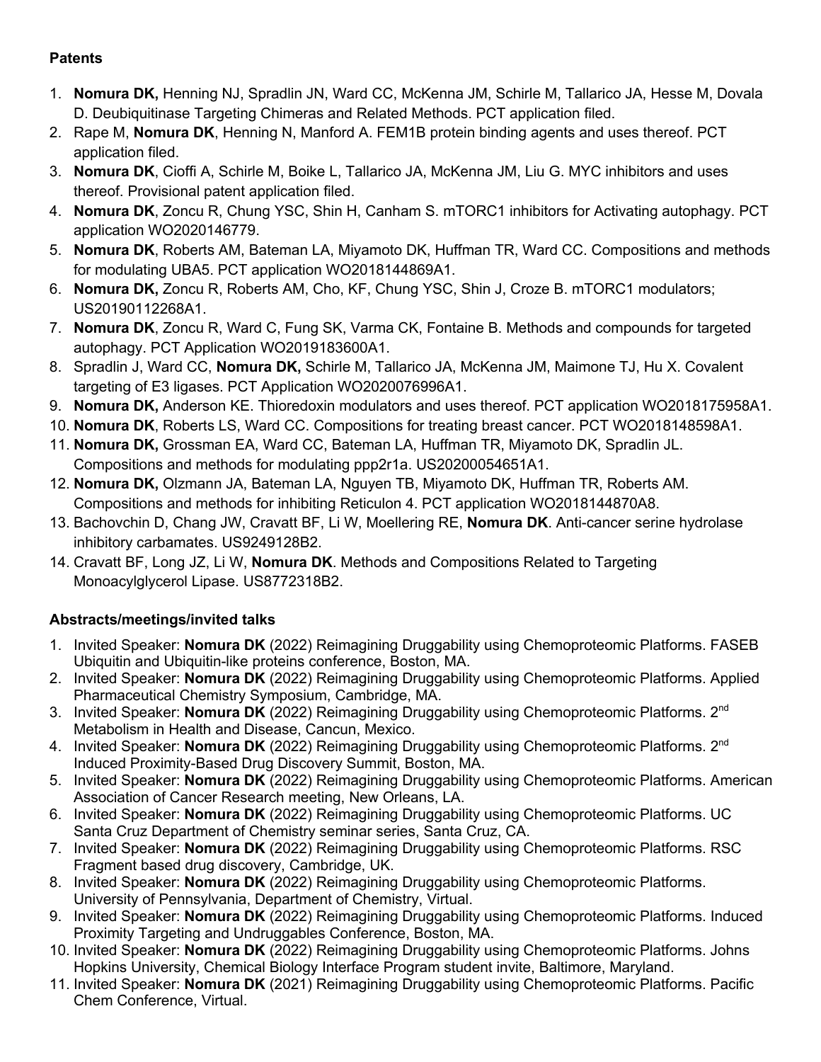**Patents**

1. **Nomura DK,** Henning NJ, Spradlin JN, Ward CC, McKenna JM, Schirle M, Tallarico JA, Hesse M, Dovala D. Deubiquitinase Targeting Chimeras and Related Methods. PCT application filed.
2. Rape M, **Nomura DK**, Henning N, Manford A. FEM1B protein binding agents and uses thereof. PCT application filed.
3. **Nomura DK**, Cioffi A, Schirle M, Boike L, Tallarico JA, McKenna JM, Liu G. MYC inhibitors and uses thereof. Provisional patent application filed.
4. **Nomura DK**, Zoncu R, Chung YSC, Shin H, Canham S. mTORC1 inhibitors for Activating autophagy. PCT application WO2020146779.
5. **Nomura DK**, Roberts AM, Bateman LA, Miyamoto DK, Huffman TR, Ward CC. Compositions and methods for modulating UBA5. PCT application WO2018144869A1.
6. **Nomura DK,** Zoncu R, Roberts AM, Cho, KF, Chung YSC, Shin J, Croze B. mTORC1 modulators; US20190112268A1.
7. **Nomura DK**, Zoncu R, Ward C, Fung SK, Varma CK, Fontaine B. Methods and compounds for targeted autophagy. PCT Application WO2019183600A1.
8. Spradlin J, Ward CC, **Nomura DK,** Schirle M, Tallarico JA, McKenna JM, Maimone TJ, Hu X. Covalent targeting of E3 ligases. PCT Application WO2020076996A1.
9. **Nomura DK,** Anderson KE. Thioredoxin modulators and uses thereof. PCT application WO2018175958A1.
10. **Nomura DK**, Roberts LS, Ward CC. Compositions for treating breast cancer. PCT WO2018148598A1.
11. **Nomura DK,** Grossman EA, Ward CC, Bateman LA, Huffman TR, Miyamoto DK, Spradlin JL. Compositions and methods for modulating ppp2r1a. US20200054651A1.
12. **Nomura DK,** Olzmann JA, Bateman LA, Nguyen TB, Miyamoto DK, Huffman TR, Roberts AM. Compositions and methods for inhibiting Reticulon 4. PCT application WO2018144870A8.
13. Bachovchin D, Chang JW, Cravatt BF, Li W, Moellering RE, **Nomura DK**. Anti-cancer serine hydrolase inhibitory carbamates. US9249128B2.
14. Cravatt BF, Long JZ, Li W, **Nomura DK**. Methods and Compositions Related to Targeting Monoacylglycerol Lipase. US8772318B2.

**Abstracts/meetings/invited talks**

1. Invited Speaker: **Nomura DK** (2022) Reimagining Druggability using Chemoproteomic Platforms. FASEB Ubiquitin and Ubiquitin-like proteins conference, Boston, MA.
2. Invited Speaker: **Nomura DK** (2022) Reimagining Druggability using Chemoproteomic Platforms. Applied Pharmaceutical Chemistry Symposium, Cambridge, MA.
3. Invited Speaker: **Nomura DK** (2022) Reimagining Druggability using Chemoproteomic Platforms. 2nd Metabolism in Health and Disease, Cancun, Mexico.
4. Invited Speaker: **Nomura DK** (2022) Reimagining Druggability using Chemoproteomic Platforms. 2nd Induced Proximity-Based Drug Discovery Summit, Boston, MA.
5. Invited Speaker: **Nomura DK** (2022) Reimagining Druggability using Chemoproteomic Platforms. American Association of Cancer Research meeting, New Orleans, LA.
6. Invited Speaker: **Nomura DK** (2022) Reimagining Druggability using Chemoproteomic Platforms. UC Santa Cruz Department of Chemistry seminar series, Santa Cruz, CA.
7. Invited Speaker: **Nomura DK** (2022) Reimagining Druggability using Chemoproteomic Platforms. RSC Fragment based drug discovery, Cambridge, UK.
8. Invited Speaker: **Nomura DK** (2022) Reimagining Druggability using Chemoproteomic Platforms. University of Pennsylvania, Department of Chemistry, Virtual.
9. Invited Speaker: **Nomura DK** (2022) Reimagining Druggability using Chemoproteomic Platforms. Induced Proximity Targeting and Undruggables Conference, Boston, MA.
10. Invited Speaker: **Nomura DK** (2022) Reimagining Druggability using Chemoproteomic Platforms. Johns Hopkins University, Chemical Biology Interface Program student invite, Baltimore, Maryland.
11. Invited Speaker: **Nomura DK** (2021) Reimagining Druggability using Chemoproteomic Platforms. Pacific Chem Conference, Virtual.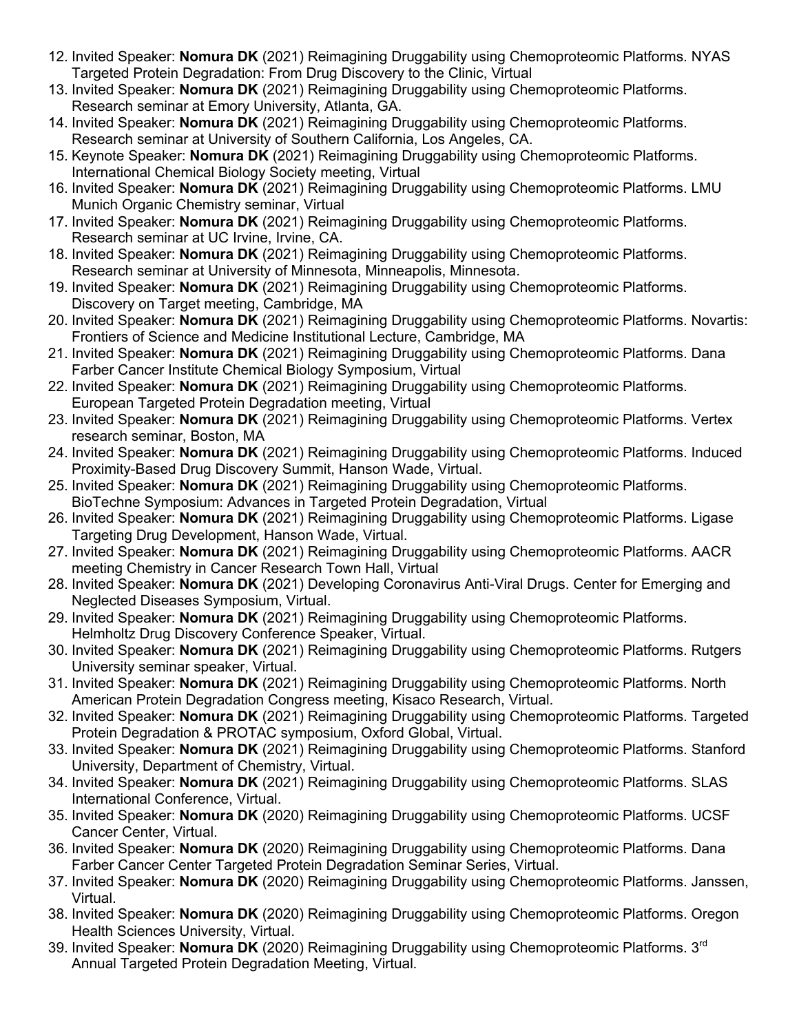12. Invited Speaker: **Nomura DK** (2021) Reimagining Druggability using Chemoproteomic Platforms. NYAS Targeted Protein Degradation: From Drug Discovery to the Clinic, Virtual
13. Invited Speaker: **Nomura DK** (2021) Reimagining Druggability using Chemoproteomic Platforms. Research seminar at Emory University, Atlanta, GA.
14. Invited Speaker: **Nomura DK** (2021) Reimagining Druggability using Chemoproteomic Platforms. Research seminar at University of Southern California, Los Angeles, CA.
15. Keynote Speaker: **Nomura DK** (2021) Reimagining Druggability using Chemoproteomic Platforms. International Chemical Biology Society meeting, Virtual
16. Invited Speaker: **Nomura DK** (2021) Reimagining Druggability using Chemoproteomic Platforms. LMU Munich Organic Chemistry seminar, Virtual
17. Invited Speaker: **Nomura DK** (2021) Reimagining Druggability using Chemoproteomic Platforms. Research seminar at UC Irvine, Irvine, CA.
18. Invited Speaker: **Nomura DK** (2021) Reimagining Druggability using Chemoproteomic Platforms. Research seminar at University of Minnesota, Minneapolis, Minnesota.
19. Invited Speaker: **Nomura DK** (2021) Reimagining Druggability using Chemoproteomic Platforms. Discovery on Target meeting, Cambridge, MA
20. Invited Speaker: **Nomura DK** (2021) Reimagining Druggability using Chemoproteomic Platforms. Novartis: Frontiers of Science and Medicine Institutional Lecture, Cambridge, MA
21. Invited Speaker: **Nomura DK** (2021) Reimagining Druggability using Chemoproteomic Platforms. Dana Farber Cancer Institute Chemical Biology Symposium, Virtual
22. Invited Speaker: **Nomura DK** (2021) Reimagining Druggability using Chemoproteomic Platforms. European Targeted Protein Degradation meeting, Virtual
23. Invited Speaker: **Nomura DK** (2021) Reimagining Druggability using Chemoproteomic Platforms. Vertex research seminar, Boston, MA
24. Invited Speaker: **Nomura DK** (2021) Reimagining Druggability using Chemoproteomic Platforms. Induced Proximity-Based Drug Discovery Summit, Hanson Wade, Virtual.
25. Invited Speaker: **Nomura DK** (2021) Reimagining Druggability using Chemoproteomic Platforms. BioTechne Symposium: Advances in Targeted Protein Degradation, Virtual
26. Invited Speaker: **Nomura DK** (2021) Reimagining Druggability using Chemoproteomic Platforms. Ligase Targeting Drug Development, Hanson Wade, Virtual.
27. Invited Speaker: **Nomura DK** (2021) Reimagining Druggability using Chemoproteomic Platforms. AACR meeting Chemistry in Cancer Research Town Hall, Virtual
28. Invited Speaker: **Nomura DK** (2021) Developing Coronavirus Anti-Viral Drugs. Center for Emerging and Neglected Diseases Symposium, Virtual.
29. Invited Speaker: **Nomura DK** (2021) Reimagining Druggability using Chemoproteomic Platforms. Helmholtz Drug Discovery Conference Speaker, Virtual.
30. Invited Speaker: **Nomura DK** (2021) Reimagining Druggability using Chemoproteomic Platforms. Rutgers University seminar speaker, Virtual.
31. Invited Speaker: **Nomura DK** (2021) Reimagining Druggability using Chemoproteomic Platforms. North American Protein Degradation Congress meeting, Kisaco Research, Virtual.
32. Invited Speaker: **Nomura DK** (2021) Reimagining Druggability using Chemoproteomic Platforms. Targeted Protein Degradation & PROTAC symposium, Oxford Global, Virtual.
33. Invited Speaker: **Nomura DK** (2021) Reimagining Druggability using Chemoproteomic Platforms. Stanford University, Department of Chemistry, Virtual.
34. Invited Speaker: **Nomura DK** (2021) Reimagining Druggability using Chemoproteomic Platforms. SLAS International Conference, Virtual.
35. Invited Speaker: **Nomura DK** (2020) Reimagining Druggability using Chemoproteomic Platforms. UCSF Cancer Center, Virtual.
36. Invited Speaker: **Nomura DK** (2020) Reimagining Druggability using Chemoproteomic Platforms. Dana Farber Cancer Center Targeted Protein Degradation Seminar Series, Virtual.
37. Invited Speaker: **Nomura DK** (2020) Reimagining Druggability using Chemoproteomic Platforms. Janssen, Virtual.
38. Invited Speaker: **Nomura DK** (2020) Reimagining Druggability using Chemoproteomic Platforms. Oregon Health Sciences University, Virtual.
39. Invited Speaker: **Nomura DK** (2020) Reimagining Druggability using Chemoproteomic Platforms. 3rd Annual Targeted Protein Degradation Meeting, Virtual.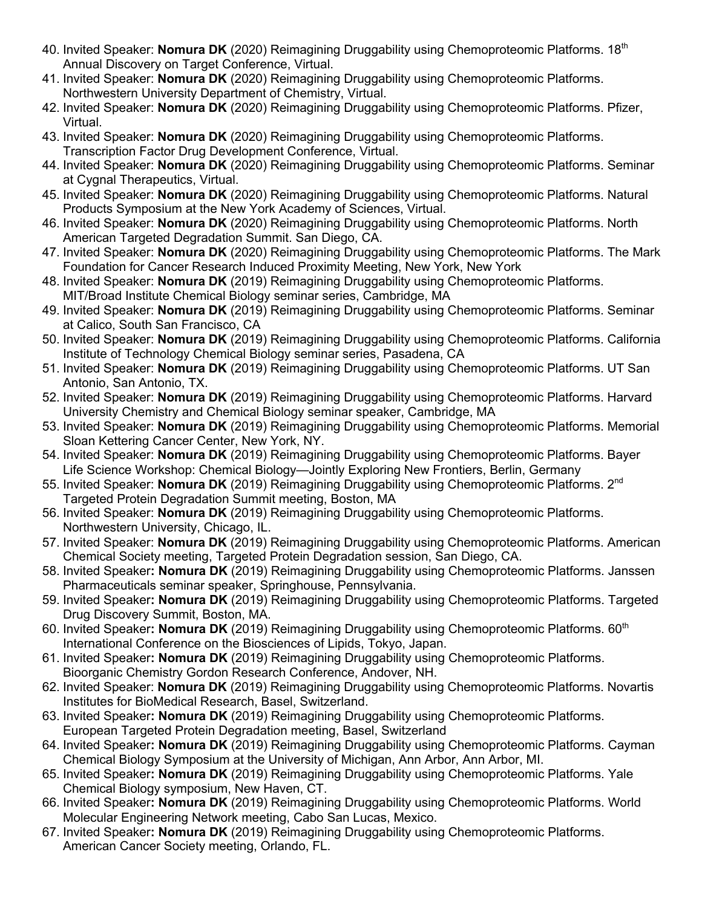40. Invited Speaker: **Nomura DK** (2020) Reimagining Druggability using Chemoproteomic Platforms. 18th Annual Discovery on Target Conference, Virtual.
41. Invited Speaker: **Nomura DK** (2020) Reimagining Druggability using Chemoproteomic Platforms. Northwestern University Department of Chemistry, Virtual.
42. Invited Speaker: **Nomura DK** (2020) Reimagining Druggability using Chemoproteomic Platforms. Pfizer, Virtual.
43. Invited Speaker: **Nomura DK** (2020) Reimagining Druggability using Chemoproteomic Platforms. Transcription Factor Drug Development Conference, Virtual.
44. Invited Speaker: **Nomura DK** (2020) Reimagining Druggability using Chemoproteomic Platforms. Seminar at Cygnal Therapeutics, Virtual.
45. Invited Speaker: **Nomura DK** (2020) Reimagining Druggability using Chemoproteomic Platforms. Natural Products Symposium at the New York Academy of Sciences, Virtual.
46. Invited Speaker: **Nomura DK** (2020) Reimagining Druggability using Chemoproteomic Platforms. North American Targeted Degradation Summit. San Diego, CA.
47. Invited Speaker: **Nomura DK** (2020) Reimagining Druggability using Chemoproteomic Platforms. The Mark Foundation for Cancer Research Induced Proximity Meeting, New York, New York
48. Invited Speaker: **Nomura DK** (2019) Reimagining Druggability using Chemoproteomic Platforms. MIT/Broad Institute Chemical Biology seminar series, Cambridge, MA
49. Invited Speaker: **Nomura DK** (2019) Reimagining Druggability using Chemoproteomic Platforms. Seminar at Calico, South San Francisco, CA
50. Invited Speaker: **Nomura DK** (2019) Reimagining Druggability using Chemoproteomic Platforms. California Institute of Technology Chemical Biology seminar series, Pasadena, CA
51. Invited Speaker: **Nomura DK** (2019) Reimagining Druggability using Chemoproteomic Platforms. UT San Antonio, San Antonio, TX.
52. Invited Speaker: **Nomura DK** (2019) Reimagining Druggability using Chemoproteomic Platforms. Harvard University Chemistry and Chemical Biology seminar speaker, Cambridge, MA
53. Invited Speaker: **Nomura DK** (2019) Reimagining Druggability using Chemoproteomic Platforms. Memorial Sloan Kettering Cancer Center, New York, NY.
54. Invited Speaker: **Nomura DK** (2019) Reimagining Druggability using Chemoproteomic Platforms. Bayer Life Science Workshop: Chemical Biology—Jointly Exploring New Frontiers, Berlin, Germany
55. Invited Speaker: **Nomura DK** (2019) Reimagining Druggability using Chemoproteomic Platforms. 2nd Targeted Protein Degradation Summit meeting, Boston, MA
56. Invited Speaker: **Nomura DK** (2019) Reimagining Druggability using Chemoproteomic Platforms. Northwestern University, Chicago, IL.
57. Invited Speaker: **Nomura DK** (2019) Reimagining Druggability using Chemoproteomic Platforms. American Chemical Society meeting, Targeted Protein Degradation session, San Diego, CA.
58. Invited Speaker**: Nomura DK** (2019) Reimagining Druggability using Chemoproteomic Platforms. Janssen Pharmaceuticals seminar speaker, Springhouse, Pennsylvania.
59. Invited Speaker**: Nomura DK** (2019) Reimagining Druggability using Chemoproteomic Platforms. Targeted Drug Discovery Summit, Boston, MA.
60. Invited Speaker**: Nomura DK** (2019) Reimagining Druggability using Chemoproteomic Platforms. 60th International Conference on the Biosciences of Lipids, Tokyo, Japan.
61. Invited Speaker**: Nomura DK** (2019) Reimagining Druggability using Chemoproteomic Platforms. Bioorganic Chemistry Gordon Research Conference, Andover, NH.
62. Invited Speaker: **Nomura DK** (2019) Reimagining Druggability using Chemoproteomic Platforms. Novartis Institutes for BioMedical Research, Basel, Switzerland.
63. Invited Speaker**: Nomura DK** (2019) Reimagining Druggability using Chemoproteomic Platforms. European Targeted Protein Degradation meeting, Basel, Switzerland
64. Invited Speaker**: Nomura DK** (2019) Reimagining Druggability using Chemoproteomic Platforms. Cayman Chemical Biology Symposium at the University of Michigan, Ann Arbor, Ann Arbor, MI.
65. Invited Speaker**: Nomura DK** (2019) Reimagining Druggability using Chemoproteomic Platforms. Yale Chemical Biology symposium, New Haven, CT.
66. Invited Speaker**: Nomura DK** (2019) Reimagining Druggability using Chemoproteomic Platforms. World Molecular Engineering Network meeting, Cabo San Lucas, Mexico.
67. Invited Speaker**: Nomura DK** (2019) Reimagining Druggability using Chemoproteomic Platforms. American Cancer Society meeting, Orlando, FL.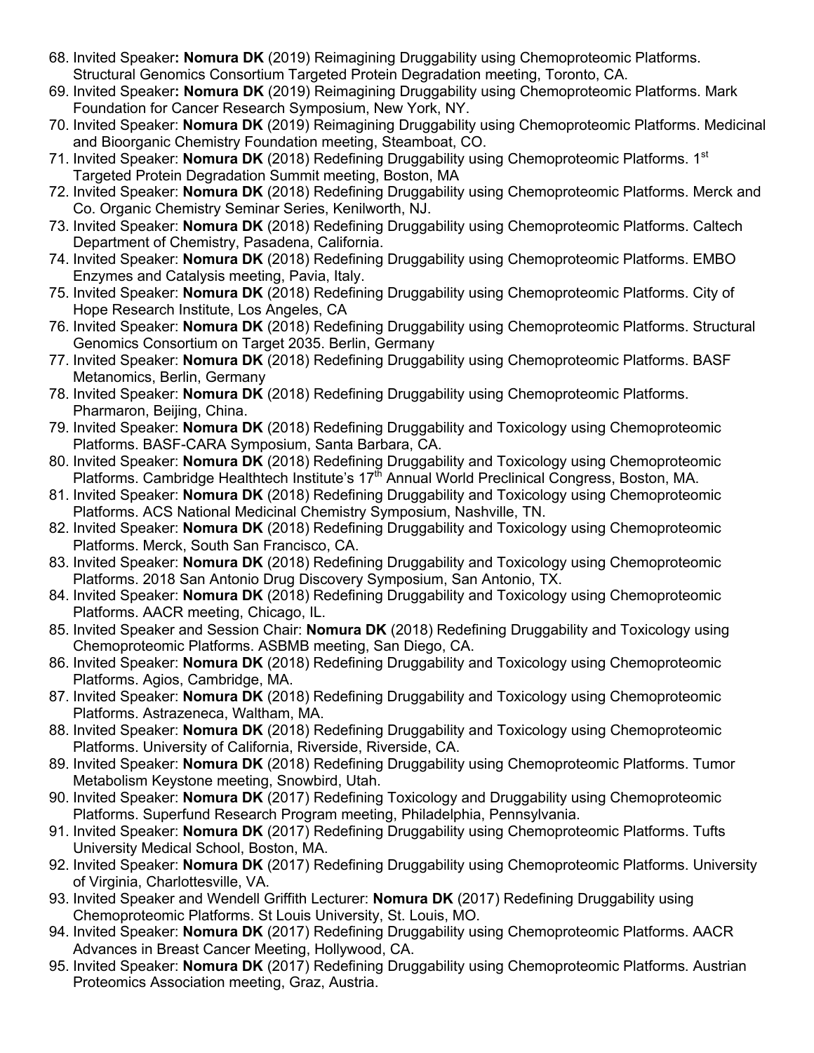68. Invited Speaker**:** **Nomura DK** (2019) Reimagining Druggability using Chemoproteomic Platforms. Structural Genomics Consortium Targeted Protein Degradation meeting, Toronto, CA.
69. Invited Speaker**:** **Nomura DK** (2019) Reimagining Druggability using Chemoproteomic Platforms. Mark Foundation for Cancer Research Symposium, New York, NY.
70. Invited Speaker: **Nomura DK** (2019) Reimagining Druggability using Chemoproteomic Platforms. Medicinal and Bioorganic Chemistry Foundation meeting, Steamboat, CO.
71. Invited Speaker: **Nomura DK** (2018) Redefining Druggability using Chemoproteomic Platforms. 1st Targeted Protein Degradation Summit meeting, Boston, MA
72. Invited Speaker: **Nomura DK** (2018) Redefining Druggability using Chemoproteomic Platforms. Merck and Co. Organic Chemistry Seminar Series, Kenilworth, NJ.
73. Invited Speaker: **Nomura DK** (2018) Redefining Druggability using Chemoproteomic Platforms. Caltech Department of Chemistry, Pasadena, California.
74. Invited Speaker: **Nomura DK** (2018) Redefining Druggability using Chemoproteomic Platforms. EMBO Enzymes and Catalysis meeting, Pavia, Italy.
75. Invited Speaker: **Nomura DK** (2018) Redefining Druggability using Chemoproteomic Platforms. City of Hope Research Institute, Los Angeles, CA
76. Invited Speaker: **Nomura DK** (2018) Redefining Druggability using Chemoproteomic Platforms. Structural Genomics Consortium on Target 2035. Berlin, Germany
77. Invited Speaker: **Nomura DK** (2018) Redefining Druggability using Chemoproteomic Platforms. BASF Metanomics, Berlin, Germany
78. Invited Speaker: **Nomura DK** (2018) Redefining Druggability using Chemoproteomic Platforms. Pharmaron, Beijing, China.
79. Invited Speaker: **Nomura DK** (2018) Redefining Druggability and Toxicology using Chemoproteomic Platforms. BASF-CARA Symposium, Santa Barbara, CA.
80. Invited Speaker: **Nomura DK** (2018) Redefining Druggability and Toxicology using Chemoproteomic Platforms. Cambridge Healthtech Institute's 17th Annual World Preclinical Congress, Boston, MA.
81. Invited Speaker: **Nomura DK** (2018) Redefining Druggability and Toxicology using Chemoproteomic Platforms. ACS National Medicinal Chemistry Symposium, Nashville, TN.
82. Invited Speaker: **Nomura DK** (2018) Redefining Druggability and Toxicology using Chemoproteomic Platforms. Merck, South San Francisco, CA.
83. Invited Speaker: **Nomura DK** (2018) Redefining Druggability and Toxicology using Chemoproteomic Platforms. 2018 San Antonio Drug Discovery Symposium, San Antonio, TX.
84. Invited Speaker: **Nomura DK** (2018) Redefining Druggability and Toxicology using Chemoproteomic Platforms. AACR meeting, Chicago, IL.
85. Invited Speaker and Session Chair: **Nomura DK** (2018) Redefining Druggability and Toxicology using Chemoproteomic Platforms. ASBMB meeting, San Diego, CA.
86. Invited Speaker: **Nomura DK** (2018) Redefining Druggability and Toxicology using Chemoproteomic Platforms. Agios, Cambridge, MA.
87. Invited Speaker: **Nomura DK** (2018) Redefining Druggability and Toxicology using Chemoproteomic Platforms. Astrazeneca, Waltham, MA.
88. Invited Speaker: **Nomura DK** (2018) Redefining Druggability and Toxicology using Chemoproteomic Platforms. University of California, Riverside, Riverside, CA.
89. Invited Speaker: **Nomura DK** (2018) Redefining Druggability using Chemoproteomic Platforms. Tumor Metabolism Keystone meeting, Snowbird, Utah.
90. Invited Speaker: **Nomura DK** (2017) Redefining Toxicology and Druggability using Chemoproteomic Platforms. Superfund Research Program meeting, Philadelphia, Pennsylvania.
91. Invited Speaker: **Nomura DK** (2017) Redefining Druggability using Chemoproteomic Platforms. Tufts University Medical School, Boston, MA.
92. Invited Speaker: **Nomura DK** (2017) Redefining Druggability using Chemoproteomic Platforms. University of Virginia, Charlottesville, VA.
93. Invited Speaker and Wendell Griffith Lecturer: **Nomura DK** (2017) Redefining Druggability using Chemoproteomic Platforms. St Louis University, St. Louis, MO.
94. Invited Speaker: **Nomura DK** (2017) Redefining Druggability using Chemoproteomic Platforms. AACR Advances in Breast Cancer Meeting, Hollywood, CA.
95. Invited Speaker: **Nomura DK** (2017) Redefining Druggability using Chemoproteomic Platforms. Austrian Proteomics Association meeting, Graz, Austria.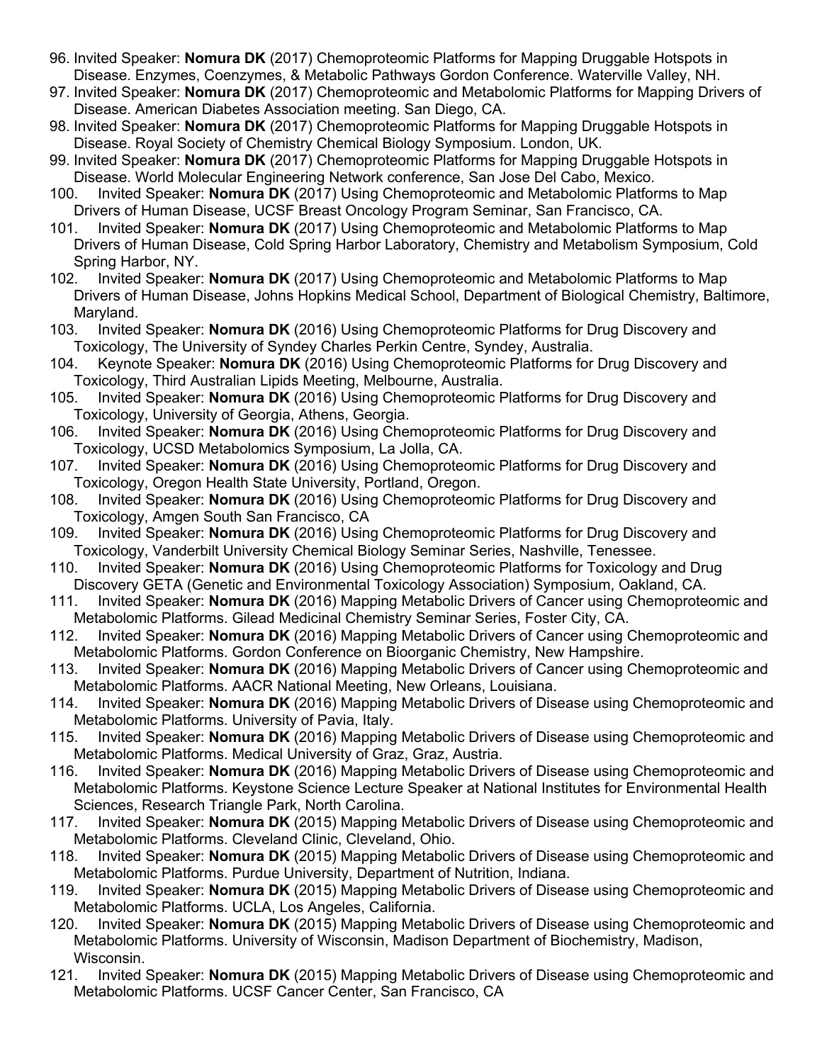96. Invited Speaker: **Nomura DK** (2017) Chemoproteomic Platforms for Mapping Druggable Hotspots in Disease. Enzymes, Coenzymes, & Metabolic Pathways Gordon Conference. Waterville Valley, NH.
97. Invited Speaker: **Nomura DK** (2017) Chemoproteomic and Metabolomic Platforms for Mapping Drivers of Disease. American Diabetes Association meeting. San Diego, CA.
98. Invited Speaker: **Nomura DK** (2017) Chemoproteomic Platforms for Mapping Druggable Hotspots in Disease. Royal Society of Chemistry Chemical Biology Symposium. London, UK.
99. Invited Speaker: **Nomura DK** (2017) Chemoproteomic Platforms for Mapping Druggable Hotspots in Disease. World Molecular Engineering Network conference, San Jose Del Cabo, Mexico.
100. Invited Speaker: **Nomura DK** (2017) Using Chemoproteomic and Metabolomic Platforms to Map Drivers of Human Disease, UCSF Breast Oncology Program Seminar, San Francisco, CA.
101. Invited Speaker: **Nomura DK** (2017) Using Chemoproteomic and Metabolomic Platforms to Map Drivers of Human Disease, Cold Spring Harbor Laboratory, Chemistry and Metabolism Symposium, Cold Spring Harbor, NY.
102. Invited Speaker: **Nomura DK** (2017) Using Chemoproteomic and Metabolomic Platforms to Map Drivers of Human Disease, Johns Hopkins Medical School, Department of Biological Chemistry, Baltimore, Maryland.
103. Invited Speaker: **Nomura DK** (2016) Using Chemoproteomic Platforms for Drug Discovery and Toxicology, The University of Syndey Charles Perkin Centre, Syndey, Australia.
104. Keynote Speaker: **Nomura DK** (2016) Using Chemoproteomic Platforms for Drug Discovery and Toxicology, Third Australian Lipids Meeting, Melbourne, Australia.
105. Invited Speaker: **Nomura DK** (2016) Using Chemoproteomic Platforms for Drug Discovery and Toxicology, University of Georgia, Athens, Georgia.
106. Invited Speaker: **Nomura DK** (2016) Using Chemoproteomic Platforms for Drug Discovery and Toxicology, UCSD Metabolomics Symposium, La Jolla, CA.
107. Invited Speaker: **Nomura DK** (2016) Using Chemoproteomic Platforms for Drug Discovery and Toxicology, Oregon Health State University, Portland, Oregon.
108. Invited Speaker: **Nomura DK** (2016) Using Chemoproteomic Platforms for Drug Discovery and Toxicology, Amgen South San Francisco, CA
109. Invited Speaker: **Nomura DK** (2016) Using Chemoproteomic Platforms for Drug Discovery and Toxicology, Vanderbilt University Chemical Biology Seminar Series, Nashville, Tenessee.
110. Invited Speaker: **Nomura DK** (2016) Using Chemoproteomic Platforms for Toxicology and Drug Discovery GETA (Genetic and Environmental Toxicology Association) Symposium, Oakland, CA.
111. Invited Speaker: **Nomura DK** (2016) Mapping Metabolic Drivers of Cancer using Chemoproteomic and Metabolomic Platforms. Gilead Medicinal Chemistry Seminar Series, Foster City, CA.
112. Invited Speaker: **Nomura DK** (2016) Mapping Metabolic Drivers of Cancer using Chemoproteomic and Metabolomic Platforms. Gordon Conference on Bioorganic Chemistry, New Hampshire.
113. Invited Speaker: **Nomura DK** (2016) Mapping Metabolic Drivers of Cancer using Chemoproteomic and Metabolomic Platforms. AACR National Meeting, New Orleans, Louisiana.
114. Invited Speaker: **Nomura DK** (2016) Mapping Metabolic Drivers of Disease using Chemoproteomic and Metabolomic Platforms. University of Pavia, Italy.
115. Invited Speaker: **Nomura DK** (2016) Mapping Metabolic Drivers of Disease using Chemoproteomic and Metabolomic Platforms. Medical University of Graz, Graz, Austria.
116. Invited Speaker: **Nomura DK** (2016) Mapping Metabolic Drivers of Disease using Chemoproteomic and Metabolomic Platforms. Keystone Science Lecture Speaker at National Institutes for Environmental Health Sciences, Research Triangle Park, North Carolina.
117. Invited Speaker: **Nomura DK** (2015) Mapping Metabolic Drivers of Disease using Chemoproteomic and Metabolomic Platforms. Cleveland Clinic, Cleveland, Ohio.
118. Invited Speaker: **Nomura DK** (2015) Mapping Metabolic Drivers of Disease using Chemoproteomic and Metabolomic Platforms. Purdue University, Department of Nutrition, Indiana.
119. Invited Speaker: **Nomura DK** (2015) Mapping Metabolic Drivers of Disease using Chemoproteomic and Metabolomic Platforms. UCLA, Los Angeles, California.
120. Invited Speaker: **Nomura DK** (2015) Mapping Metabolic Drivers of Disease using Chemoproteomic and Metabolomic Platforms. University of Wisconsin, Madison Department of Biochemistry, Madison, Wisconsin.
121. Invited Speaker: **Nomura DK** (2015) Mapping Metabolic Drivers of Disease using Chemoproteomic and Metabolomic Platforms. UCSF Cancer Center, San Francisco, CA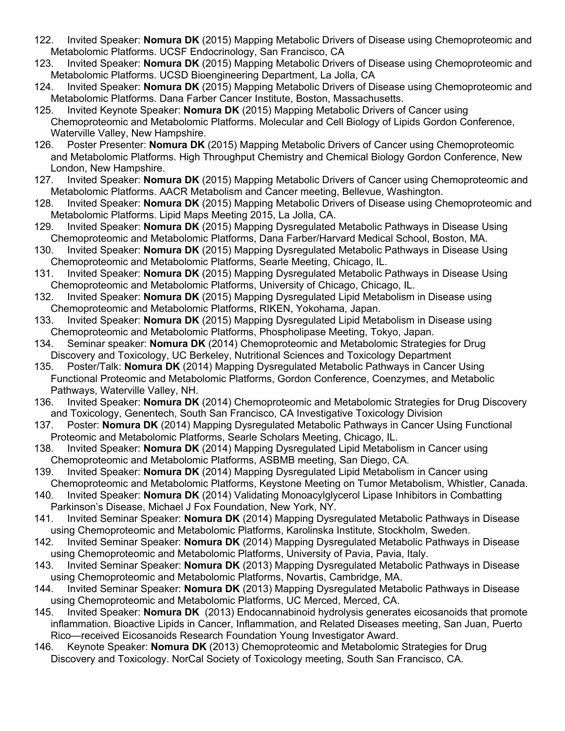122. Invited Speaker: **Nomura DK** (2015) Mapping Metabolic Drivers of Disease using Chemoproteomic and Metabolomic Platforms. UCSF Endocrinology, San Francisco, CA
123. Invited Speaker: **Nomura DK** (2015) Mapping Metabolic Drivers of Disease using Chemoproteomic and Metabolomic Platforms. UCSD Bioengineering Department, La Jolla, CA
124. Invited Speaker: **Nomura DK** (2015) Mapping Metabolic Drivers of Disease using Chemoproteomic and Metabolomic Platforms. Dana Farber Cancer Institute, Boston, Massachusetts.
125. Invited Keynote Speaker: **Nomura DK** (2015) Mapping Metabolic Drivers of Cancer using Chemoproteomic and Metabolomic Platforms. Molecular and Cell Biology of Lipids Gordon Conference, Waterville Valley, New Hampshire.
126. Poster Presenter: **Nomura DK** (2015) Mapping Metabolic Drivers of Cancer using Chemoproteomic and Metabolomic Platforms. High Throughput Chemistry and Chemical Biology Gordon Conference, New London, New Hampshire.
127. Invited Speaker: **Nomura DK** (2015) Mapping Metabolic Drivers of Cancer using Chemoproteomic and Metabolomic Platforms. AACR Metabolism and Cancer meeting, Bellevue, Washington.
128. Invited Speaker: **Nomura DK** (2015) Mapping Metabolic Drivers of Disease using Chemoproteomic and Metabolomic Platforms. Lipid Maps Meeting 2015, La Jolla, CA.
129. Invited Speaker: **Nomura DK** (2015) Mapping Dysregulated Metabolic Pathways in Disease Using Chemoproteomic and Metabolomic Platforms, Dana Farber/Harvard Medical School, Boston, MA.
130. Invited Speaker: **Nomura DK** (2015) Mapping Dysregulated Metabolic Pathways in Disease Using Chemoproteomic and Metabolomic Platforms, Searle Meeting, Chicago, IL.
131. Invited Speaker: **Nomura DK** (2015) Mapping Dysregulated Metabolic Pathways in Disease Using Chemoproteomic and Metabolomic Platforms, University of Chicago, Chicago, IL.
132. Invited Speaker: **Nomura DK** (2015) Mapping Dysregulated Lipid Metabolism in Disease using Chemoproteomic and Metabolomic Platforms, RIKEN, Yokohama, Japan.
133. Invited Speaker: **Nomura DK** (2015) Mapping Dysregulated Lipid Metabolism in Disease using Chemoproteomic and Metabolomic Platforms, Phospholipase Meeting, Tokyo, Japan.
134. Seminar speaker: **Nomura DK** (2014) Chemoproteomic and Metabolomic Strategies for Drug Discovery and Toxicology, UC Berkeley, Nutritional Sciences and Toxicology Department
135. Poster/Talk: **Nomura DK** (2014) Mapping Dysregulated Metabolic Pathways in Cancer Using Functional Proteomic and Metabolomic Platforms, Gordon Conference, Coenzymes, and Metabolic Pathways, Waterville Valley, NH.
136. Invited Speaker: **Nomura DK** (2014) Chemoproteomic and Metabolomic Strategies for Drug Discovery and Toxicology, Genentech, South San Francisco, CA Investigative Toxicology Division
137. Poster: **Nomura DK** (2014) Mapping Dysregulated Metabolic Pathways in Cancer Using Functional Proteomic and Metabolomic Platforms, Searle Scholars Meeting, Chicago, IL.
138. Invited Speaker: **Nomura DK** (2014) Mapping Dysregulated Lipid Metabolism in Cancer using Chemoproteomic and Metabolomic Platforms, ASBMB meeting, San Diego, CA.
139. Invited Speaker: **Nomura DK** (2014) Mapping Dysregulated Lipid Metabolism in Cancer using Chemoproteomic and Metabolomic Platforms, Keystone Meeting on Tumor Metabolism, Whistler, Canada.
140. Invited Speaker: **Nomura DK** (2014) Validating Monoacylglycerol Lipase Inhibitors in Combatting Parkinson's Disease, Michael J Fox Foundation, New York, NY.
141. Invited Seminar Speaker: **Nomura DK** (2014) Mapping Dysregulated Metabolic Pathways in Disease using Chemoproteomic and Metabolomic Platforms, Karolinska Institute, Stockholm, Sweden.
142. Invited Seminar Speaker: **Nomura DK** (2014) Mapping Dysregulated Metabolic Pathways in Disease using Chemoproteomic and Metabolomic Platforms, University of Pavia, Pavia, Italy.
143. Invited Seminar Speaker: **Nomura DK** (2013) Mapping Dysregulated Metabolic Pathways in Disease using Chemoproteomic and Metabolomic Platforms, Novartis, Cambridge, MA.
144. Invited Seminar Speaker: **Nomura DK** (2013) Mapping Dysregulated Metabolic Pathways in Disease using Chemoproteomic and Metabolomic Platforms, UC Merced, Merced, CA.
145. Invited Speaker: **Nomura DK** (2013) Endocannabinoid hydrolysis generates eicosanoids that promote inflammation. Bioactive Lipids in Cancer, Inflammation, and Related Diseases meeting, San Juan, Puerto Rico—received Eicosanoids Research Foundation Young Investigator Award.
146. Keynote Speaker: **Nomura DK** (2013) Chemoproteomic and Metabolomic Strategies for Drug Discovery and Toxicology. NorCal Society of Toxicology meeting, South San Francisco, CA.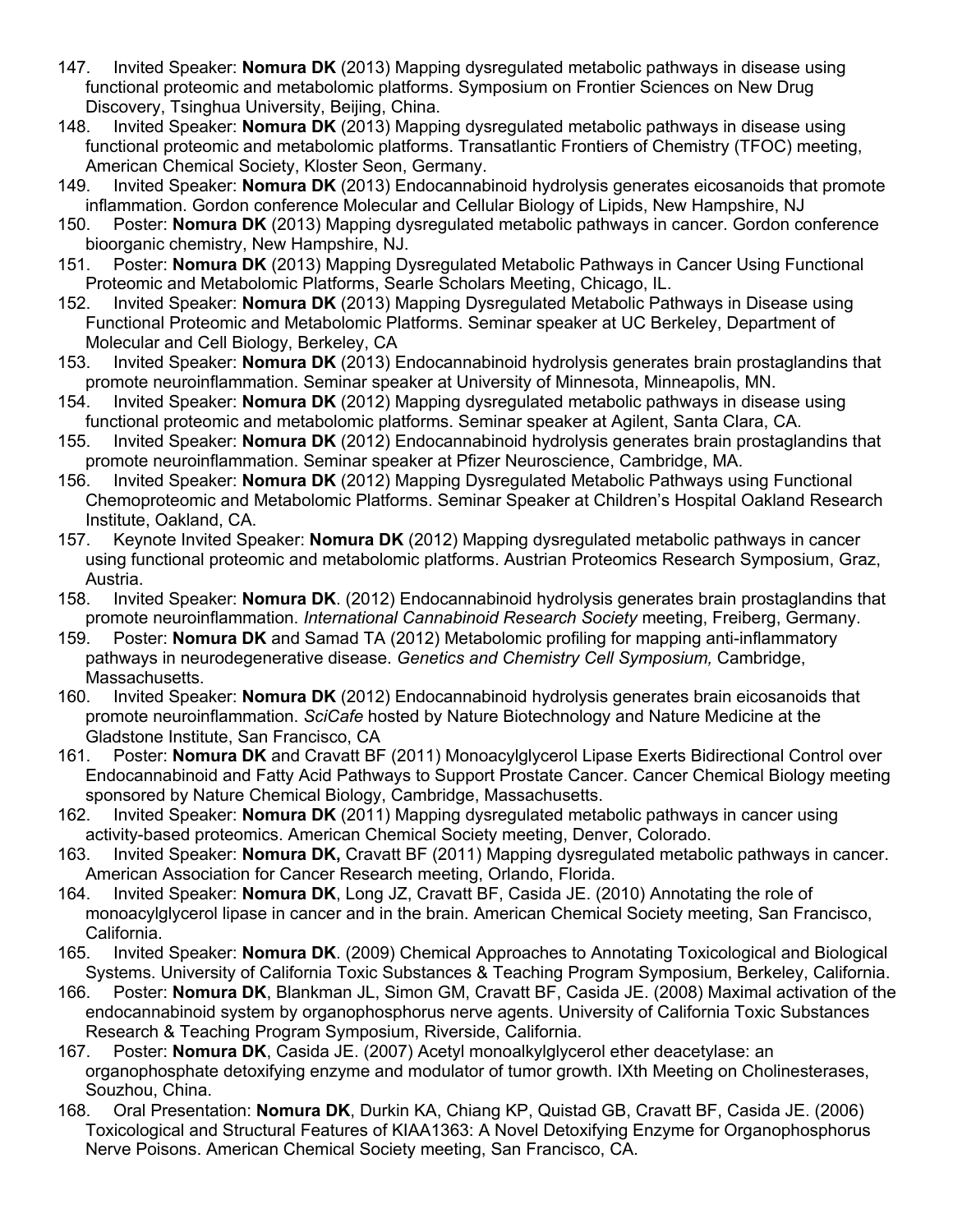147. Invited Speaker: **Nomura DK** (2013) Mapping dysregulated metabolic pathways in disease using functional proteomic and metabolomic platforms. Symposium on Frontier Sciences on New Drug Discovery, Tsinghua University, Beijing, China.
148. Invited Speaker: **Nomura DK** (2013) Mapping dysregulated metabolic pathways in disease using functional proteomic and metabolomic platforms. Transatlantic Frontiers of Chemistry (TFOC) meeting, American Chemical Society, Kloster Seon, Germany.
149. Invited Speaker: **Nomura DK** (2013) Endocannabinoid hydrolysis generates eicosanoids that promote inflammation. Gordon conference Molecular and Cellular Biology of Lipids, New Hampshire, NJ
150. Poster: **Nomura DK** (2013) Mapping dysregulated metabolic pathways in cancer. Gordon conference bioorganic chemistry, New Hampshire, NJ.
151. Poster: **Nomura DK** (2013) Mapping Dysregulated Metabolic Pathways in Cancer Using Functional Proteomic and Metabolomic Platforms, Searle Scholars Meeting, Chicago, IL.
152. Invited Speaker: **Nomura DK** (2013) Mapping Dysregulated Metabolic Pathways in Disease using Functional Proteomic and Metabolomic Platforms. Seminar speaker at UC Berkeley, Department of Molecular and Cell Biology, Berkeley, CA
153. Invited Speaker: **Nomura DK** (2013) Endocannabinoid hydrolysis generates brain prostaglandins that promote neuroinflammation. Seminar speaker at University of Minnesota, Minneapolis, MN.
154. Invited Speaker: **Nomura DK** (2012) Mapping dysregulated metabolic pathways in disease using functional proteomic and metabolomic platforms. Seminar speaker at Agilent, Santa Clara, CA.
155. Invited Speaker: **Nomura DK** (2012) Endocannabinoid hydrolysis generates brain prostaglandins that promote neuroinflammation. Seminar speaker at Pfizer Neuroscience, Cambridge, MA.
156. Invited Speaker: **Nomura DK** (2012) Mapping Dysregulated Metabolic Pathways using Functional Chemoproteomic and Metabolomic Platforms. Seminar Speaker at Children's Hospital Oakland Research Institute, Oakland, CA.
157. Keynote Invited Speaker: **Nomura DK** (2012) Mapping dysregulated metabolic pathways in cancer using functional proteomic and metabolomic platforms. Austrian Proteomics Research Symposium, Graz, Austria.
158. Invited Speaker: **Nomura DK**. (2012) Endocannabinoid hydrolysis generates brain prostaglandins that promote neuroinflammation. *International Cannabinoid Research Society* meeting, Freiberg, Germany.
159. Poster: **Nomura DK** and Samad TA (2012) Metabolomic profiling for mapping anti-inflammatory pathways in neurodegenerative disease. *Genetics and Chemistry Cell Symposium,* Cambridge, Massachusetts.
160. Invited Speaker: **Nomura DK** (2012) Endocannabinoid hydrolysis generates brain eicosanoids that promote neuroinflammation. *SciCafe* hosted by Nature Biotechnology and Nature Medicine at the Gladstone Institute, San Francisco, CA
161. Poster: **Nomura DK** and Cravatt BF (2011) Monoacylglycerol Lipase Exerts Bidirectional Control over Endocannabinoid and Fatty Acid Pathways to Support Prostate Cancer. Cancer Chemical Biology meeting sponsored by Nature Chemical Biology, Cambridge, Massachusetts.
162. Invited Speaker: **Nomura DK** (2011) Mapping dysregulated metabolic pathways in cancer using activity-based proteomics. American Chemical Society meeting, Denver, Colorado.
163. Invited Speaker: **Nomura DK,** Cravatt BF (2011) Mapping dysregulated metabolic pathways in cancer. American Association for Cancer Research meeting, Orlando, Florida.
164. Invited Speaker: **Nomura DK**, Long JZ, Cravatt BF, Casida JE. (2010) Annotating the role of monoacylglycerol lipase in cancer and in the brain. American Chemical Society meeting, San Francisco, California.
165. Invited Speaker: **Nomura DK**. (2009) Chemical Approaches to Annotating Toxicological and Biological Systems. University of California Toxic Substances & Teaching Program Symposium, Berkeley, California.
166. Poster: **Nomura DK**, Blankman JL, Simon GM, Cravatt BF, Casida JE. (2008) Maximal activation of the endocannabinoid system by organophosphorus nerve agents. University of California Toxic Substances Research & Teaching Program Symposium, Riverside, California.
167. Poster: **Nomura DK**, Casida JE. (2007) Acetyl monoalkylglycerol ether deacetylase: an organophosphate detoxifying enzyme and modulator of tumor growth. IXth Meeting on Cholinesterases, Souzhou, China.
168. Oral Presentation: **Nomura DK**, Durkin KA, Chiang KP, Quistad GB, Cravatt BF, Casida JE. (2006) Toxicological and Structural Features of KIAA1363: A Novel Detoxifying Enzyme for Organophosphorus Nerve Poisons. American Chemical Society meeting, San Francisco, CA.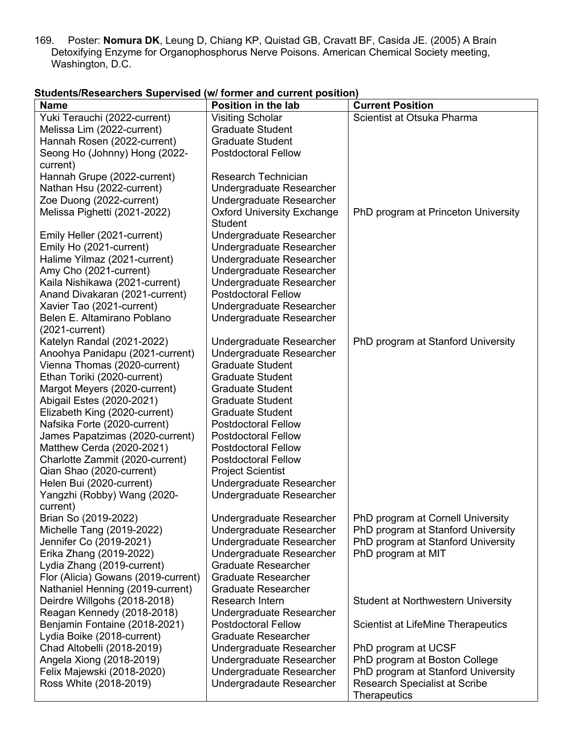169. Poster: **Nomura DK**, Leung D, Chiang KP, Quistad GB, Cravatt BF, Casida JE. (2005) A Brain Detoxifying Enzyme for Organophosphorus Nerve Poisons. American Chemical Society meeting, Washington, D.C.

**Students/Researchers Supervised (w/ former and current position)**

| Name | Position in the lab | Current Position |
|---|---|---|
| Yuki Terauchi (2022-current) | Visiting Scholar | Scientist at Otsuka Pharma |
| Melissa Lim (2022-current) | Graduate Student | |
| Hannah Rosen (2022-current) | Graduate Student | |
| Seong Ho (Johnny) Hong (2022-current) | Postdoctoral Fellow | |
| Hannah Grupe (2022-current) | Research Technician | |
| Nathan Hsu (2022-current) | Undergraduate Researcher | |
| Zoe Duong (2022-current) | Undergraduate Researcher | |
| Melissa Pighetti (2021-2022) | Oxford University Exchange Student | PhD program at Princeton University |
| Emily Heller (2021-current) | Undergraduate Researcher | |
| Emily Ho (2021-current) | Undergraduate Researcher | |
| Halime Yilmaz (2021-current) | Undergraduate Researcher | |
| Amy Cho (2021-current) | Undergraduate Researcher | |
| Kaila Nishikawa (2021-current) | Undergraduate Researcher | |
| Anand Divakaran (2021-current) | Postdoctoral Fellow | |
| Xavier Tao (2021-current) | Undergraduate Researcher | |
| Belen E. Altamirano Poblano (2021-current) | Undergraduate Researcher | |
| Katelyn Randal (2021-2022) | Undergraduate Researcher | PhD program at Stanford University |
| Anoohya Panidapu (2021-current) | Undergraduate Researcher | |
| Vienna Thomas (2020-current) | Graduate Student | |
| Ethan Toriki (2020-current) | Graduate Student | |
| Margot Meyers (2020-current) | Graduate Student | |
| Abigail Estes (2020-2021) | Graduate Student | |
| Elizabeth King (2020-current) | Graduate Student | |
| Nafsika Forte (2020-current) | Postdoctoral Fellow | |
| James Papatzimas (2020-current) | Postdoctoral Fellow | |
| Matthew Cerda (2020-2021) | Postdoctoral Fellow | |
| Charlotte Zammit (2020-current) | Postdoctoral Fellow | |
| Qian Shao (2020-current) | Project Scientist | |
| Helen Bui (2020-current) | Undergraduate Researcher | |
| Yangzhi (Robby) Wang (2020-current) | Undergraduate Researcher | |
| Brian So (2019-2022) | Undergraduate Researcher | PhD program at Cornell University |
| Michelle Tang (2019-2022) | Undergraduate Researcher | PhD program at Stanford University |
| Jennifer Co (2019-2021) | Undergraduate Researcher | PhD program at Stanford University |
| Erika Zhang (2019-2022) | Undergraduate Researcher | PhD program at MIT |
| Lydia Zhang (2019-current) | Graduate Researcher | |
| Flor (Alicia) Gowans (2019-current) | Graduate Researcher | |
| Nathaniel Henning (2019-current) | Graduate Researcher | |
| Deirdre Willgohs (2018-2018) | Research Intern | Student at Northwestern University |
| Reagan Kennedy (2018-2018) | Undergraduate Researcher | |
| Benjamin Fontaine (2018-2021) | Postdoctoral Fellow | Scientist at LifeMine Therapeutics |
| Lydia Boike (2018-current) | Graduate Researcher | |
| Chad Altobelli (2018-2019) | Undergraduate Researcher | PhD program at UCSF |
| Angela Xiong (2018-2019) | Undergraduate Researcher | PhD program at Boston College |
| Felix Majewski (2018-2020) | Undergraduate Researcher | PhD program at Stanford University |
| Ross White (2018-2019) | Undergradaute Researcher | Research Specialist at Scribe Therapeutics |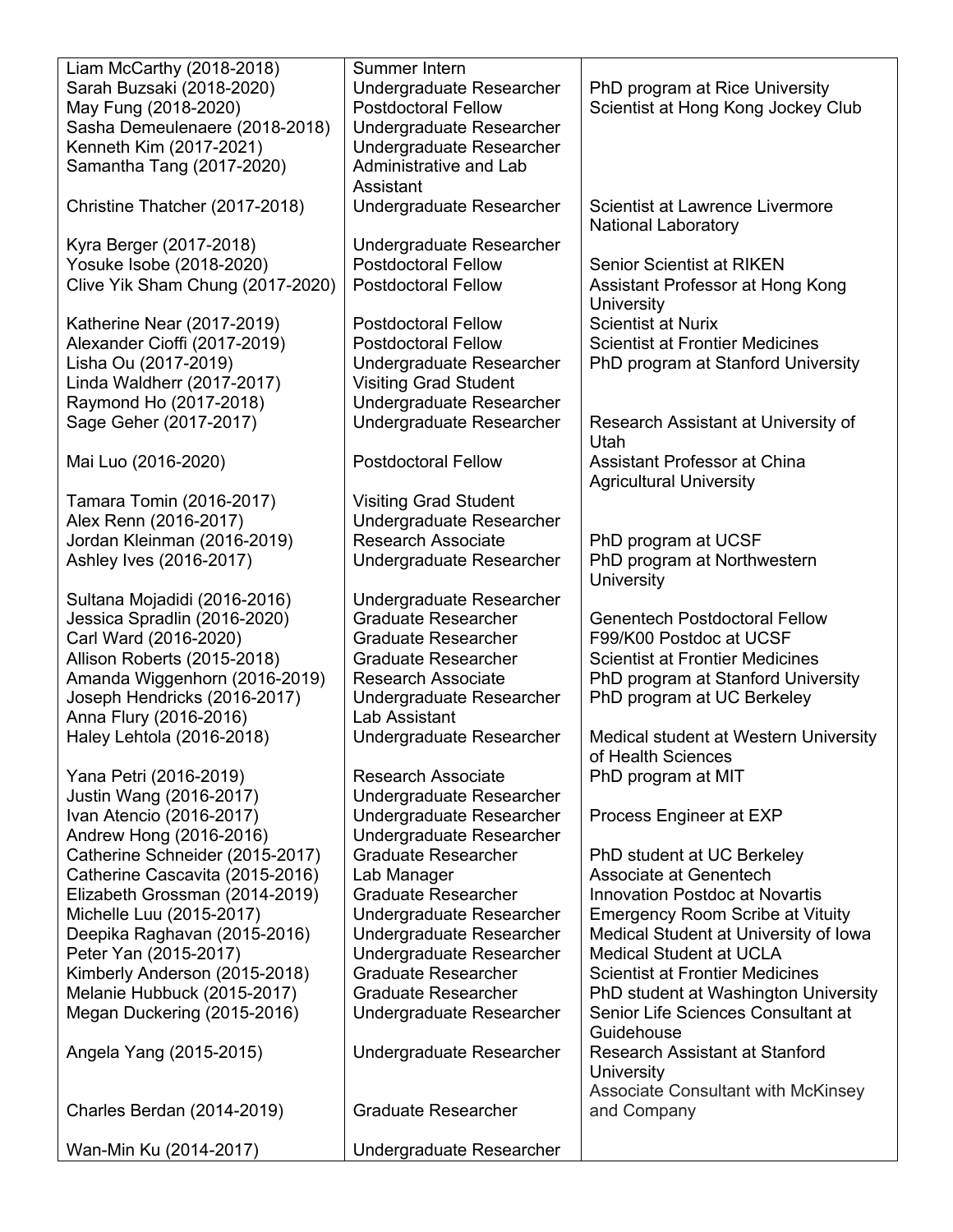| | | |
|---|---|---|
| Liam McCarthy (2018-2018) | Summer Intern | |
| Sarah Buzsaki (2018-2020) | Undergraduate Researcher | PhD program at Rice University |
| May Fung (2018-2020) | Postdoctoral Fellow | Scientist at Hong Kong Jockey Club |
| Sasha Demeulenaere (2018-2018) | Undergraduate Researcher | |
| Kenneth Kim (2017-2021) | Undergraduate Researcher | |
| Samantha Tang (2017-2020) | Administrative and Lab Assistant | |
| Christine Thatcher (2017-2018) | Undergraduate Researcher | Scientist at Lawrence Livermore National Laboratory |
| Kyra Berger (2017-2018) | Undergraduate Researcher | |
| Yosuke Isobe (2018-2020) | Postdoctoral Fellow | Senior Scientist at RIKEN |
| Clive Yik Sham Chung (2017-2020) | Postdoctoral Fellow | Assistant Professor at Hong Kong University |
| Katherine Near (2017-2019) | Postdoctoral Fellow | Scientist at Nurix |
| Alexander Cioffi (2017-2019) | Postdoctoral Fellow | Scientist at Frontier Medicines |
| Lisha Ou (2017-2019) | Undergraduate Researcher | PhD program at Stanford University |
| Linda Waldherr (2017-2017) | Visiting Grad Student | |
| Raymond Ho (2017-2018) | Undergraduate Researcher | |
| Sage Geher (2017-2017) | Undergraduate Researcher | Research Assistant at University of Utah |
| Mai Luo (2016-2020) | Postdoctoral Fellow | Assistant Professor at China Agricultural University |
| Tamara Tomin (2016-2017) | Visiting Grad Student | |
| Alex Renn (2016-2017) | Undergraduate Researcher | |
| Jordan Kleinman (2016-2019) | Research Associate | PhD program at UCSF |
| Ashley Ives (2016-2017) | Undergraduate Researcher | PhD program at Northwestern University |
| Sultana Mojadidi (2016-2016) | Undergraduate Researcher | |
| Jessica Spradlin (2016-2020) | Graduate Researcher | Genentech Postdoctoral Fellow |
| Carl Ward (2016-2020) | Graduate Researcher | F99/K00 Postdoc at UCSF |
| Allison Roberts (2015-2018) | Graduate Researcher | Scientist at Frontier Medicines |
| Amanda Wiggenhorn (2016-2019) | Research Associate | PhD program at Stanford University |
| Joseph Hendricks (2016-2017) | Undergraduate Researcher | PhD program at UC Berkeley |
| Anna Flury (2016-2016) | Lab Assistant | |
| Haley Lehtola (2016-2018) | Undergraduate Researcher | Medical student at Western University of Health Sciences |
| Yana Petri (2016-2019) | Research Associate | PhD program at MIT |
| Justin Wang (2016-2017) | Undergraduate Researcher | |
| Ivan Atencio (2016-2017) | Undergraduate Researcher | Process Engineer at EXP |
| Andrew Hong (2016-2016) | Undergraduate Researcher | |
| Catherine Schneider (2015-2017) | Graduate Researcher | PhD student at UC Berkeley |
| Catherine Cascavita (2015-2016) | Lab Manager | Associate at Genentech |
| Elizabeth Grossman (2014-2019) | Graduate Researcher | Innovation Postdoc at Novartis |
| Michelle Luu (2015-2017) | Undergraduate Researcher | Emergency Room Scribe at Vituity |
| Deepika Raghavan (2015-2016) | Undergraduate Researcher | Medical Student at University of Iowa |
| Peter Yan (2015-2017) | Undergraduate Researcher | Medical Student at UCLA |
| Kimberly Anderson (2015-2018) | Graduate Researcher | Scientist at Frontier Medicines |
| Melanie Hubbuck (2015-2017) | Graduate Researcher | PhD student at Washington University |
| Megan Duckering (2015-2016) | Undergraduate Researcher | Senior Life Sciences Consultant at Guidehouse |
| Angela Yang (2015-2015) | Undergraduate Researcher | Research Assistant at Stanford University |
| Charles Berdan (2014-2019) | Graduate Researcher | Associate Consultant with McKinsey and Company |
| Wan-Min Ku (2014-2017) | Undergraduate Researcher | |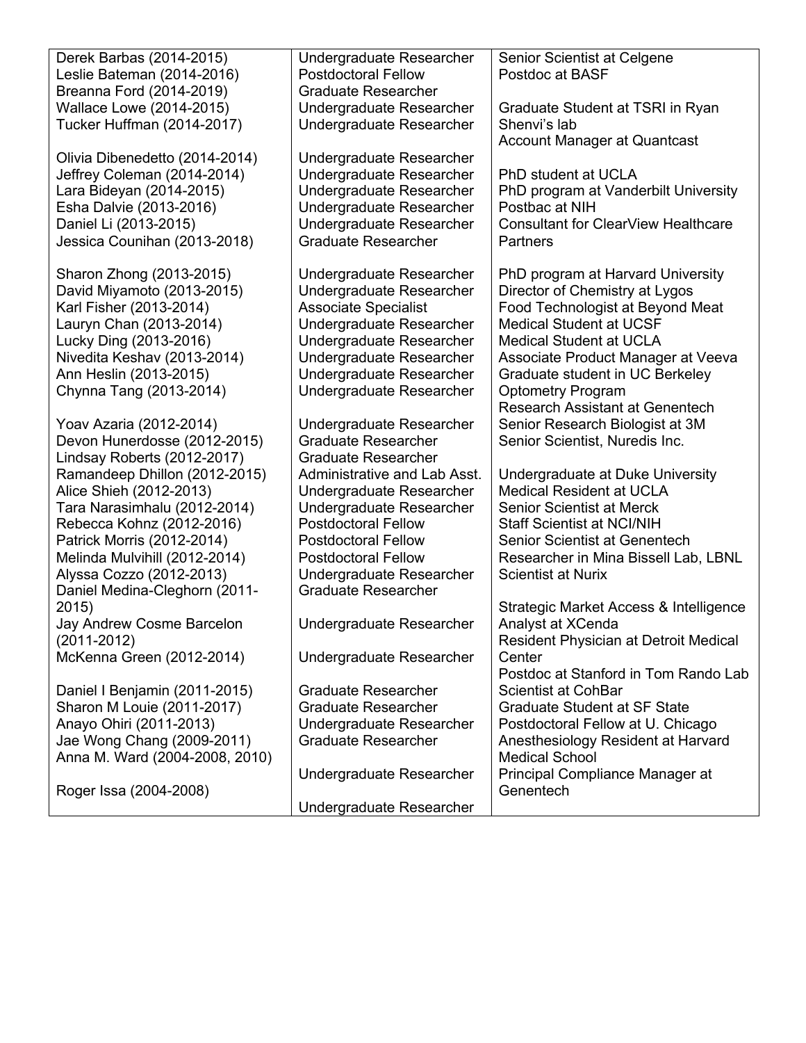| | | |
|---|---|---|
| Derek Barbas (2014-2015) | Undergraduate Researcher | Senior Scientist at Celgene |
| Leslie Bateman (2014-2016) | Postdoctoral Fellow | Postdoc at BASF |
| Breanna Ford (2014-2019) | Graduate Researcher | |
| Wallace Lowe (2014-2015) | Undergraduate Researcher | Graduate Student at TSRI in Ryan |
| Tucker Huffman (2014-2017) | Undergraduate Researcher | Shenvi's lab |
| | | Account Manager at Quantcast |
| Olivia Dibenedetto (2014-2014) | Undergraduate Researcher | |
| Jeffrey Coleman (2014-2014) | Undergraduate Researcher | PhD student at UCLA |
| Lara Bideyan (2014-2015) | Undergraduate Researcher | PhD program at Vanderbilt University |
| Esha Dalvie (2013-2016) | Undergraduate Researcher | Postbac at NIH |
| Daniel Li (2013-2015) | Undergraduate Researcher | Consultant for ClearView Healthcare |
| Jessica Counihan (2013-2018) | Graduate Researcher | Partners |
| Sharon Zhong (2013-2015) | Undergraduate Researcher | PhD program at Harvard University |
| David Miyamoto (2013-2015) | Undergraduate Researcher | Director of Chemistry at Lygos |
| Karl Fisher (2013-2014) | Associate Specialist | Food Technologist at Beyond Meat |
| Lauryn Chan (2013-2014) | Undergraduate Researcher | Medical Student at UCSF |
| Lucky Ding (2013-2016) | Undergraduate Researcher | Medical Student at UCLA |
| Nivedita Keshav (2013-2014) | Undergraduate Researcher | Associate Product Manager at Veeva |
| Ann Heslin (2013-2015) | Undergraduate Researcher | Graduate student in UC Berkeley |
| Chynna Tang (2013-2014) | Undergraduate Researcher | Optometry Program |
| | | Research Assistant at Genentech |
| Yoav Azaria (2012-2014) | Undergraduate Researcher | Senior Research Biologist at 3M |
| Devon Hunerdosse (2012-2015) | Graduate Researcher | Senior Scientist, Nuredis Inc. |
| Lindsay Roberts (2012-2017) | Graduate Researcher | |
| Ramandeep Dhillon (2012-2015) | Administrative and Lab Asst. | Undergraduate at Duke University |
| Alice Shieh (2012-2013) | Undergraduate Researcher | Medical Resident at UCLA |
| Tara Narasimhalu (2012-2014) | Undergraduate Researcher | Senior Scientist at Merck |
| Rebecca Kohnz (2012-2016) | Postdoctoral Fellow | Staff Scientist at NCI/NIH |
| Patrick Morris (2012-2014) | Postdoctoral Fellow | Senior Scientist at Genentech |
| Melinda Mulvihill (2012-2014) | Postdoctoral Fellow | Researcher in Mina Bissell Lab, LBNL |
| Alyssa Cozzo (2012-2013) | Undergraduate Researcher | Scientist at Nurix |
| Daniel Medina-Cleghorn (2011-2015) | Graduate Researcher | |
| | | Strategic Market Access & Intelligence |
| Jay Andrew Cosme Barcelon | Undergraduate Researcher | Analyst at XCenda |
| (2011-2012) | | Resident Physician at Detroit Medical |
| McKenna Green (2012-2014) | Undergraduate Researcher | Center |
| | | Postdoc at Stanford in Tom Rando Lab |
| Daniel I Benjamin (2011-2015) | Graduate Researcher | Scientist at CohBar |
| Sharon M Louie (2011-2017) | Graduate Researcher | Graduate Student at SF State |
| Anayo Ohiri (2011-2013) | Undergraduate Researcher | Postdoctoral Fellow at U. Chicago |
| Jae Wong Chang (2009-2011) | Graduate Researcher | Anesthesiology Resident at Harvard |
| Anna M. Ward (2004-2008, 2010) | | Medical School |
| | Undergraduate Researcher | Principal Compliance Manager at |
| Roger Issa (2004-2008) | | Genentech |
| | Undergraduate Researcher | |